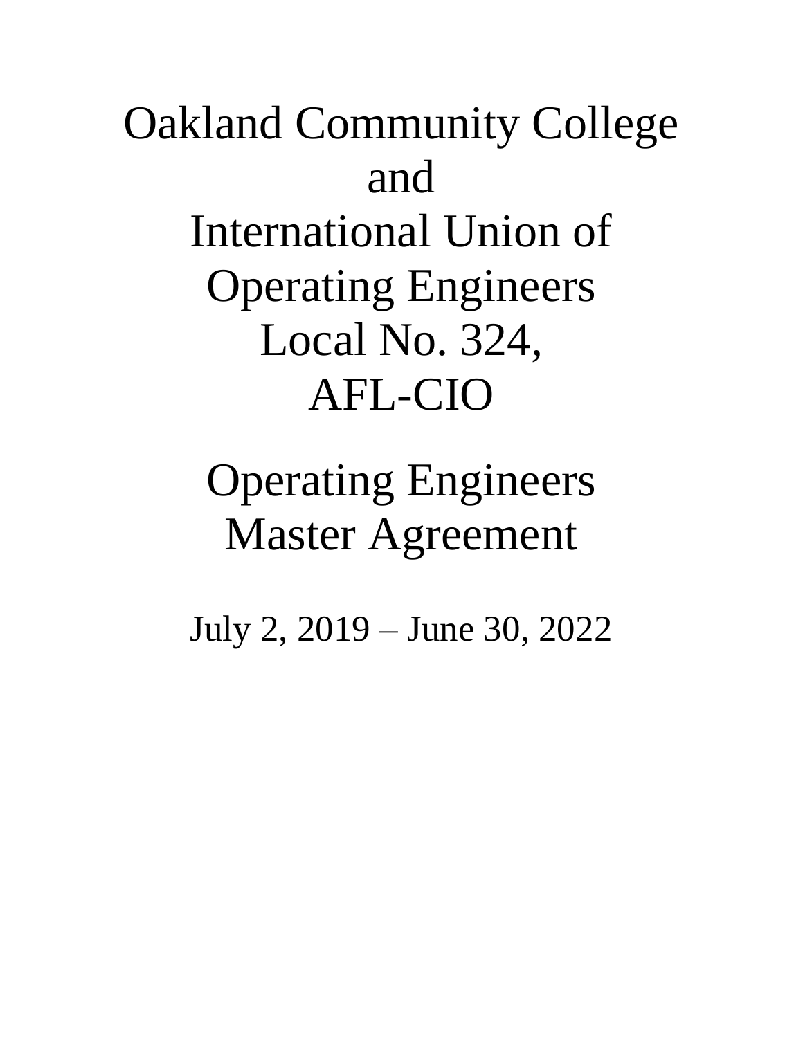# Oakland Community College
# and
# International Union of Operating Engineers Local No. 324, AFL-CIO

# Operating Engineers Master Agreement

## July 2, 2019 – June 30, 2022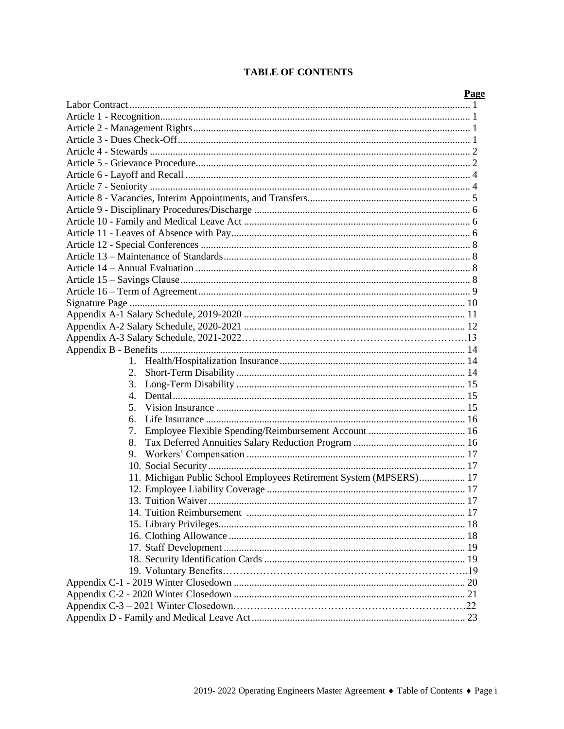# TABLE OF CONTENTS

| | Page |
|---|---|
| Labor Contract | 1 |
| Article 1 - Recognition | 1 |
| Article 2 - Management Rights | 1 |
| Article 3 - Dues Check-Off | 1 |
| Article 4 - Stewards | 2 |
| Article 5 - Grievance Procedure | 2 |
| Article 6 - Layoff and Recall | 4 |
| Article 7 - Seniority | 4 |
| Article 8 - Vacancies, Interim Appointments, and Transfers | 5 |
| Article 9 - Disciplinary Procedures/Discharge | 6 |
| Article 10 - Family and Medical Leave Act | 6 |
| Article 11 - Leaves of Absence with Pay | 6 |
| Article 12 - Special Conferences | 8 |
| Article 13 – Maintenance of Standards | 8 |
| Article 14 – Annual Evaluation | 8 |
| Article 15 – Savings Clause | 8 |
| Article 16 – Term of Agreement | 9 |
| Signature Page | 10 |
| Appendix A-1 Salary Schedule, 2019-2020 | 11 |
| Appendix A-2 Salary Schedule, 2020-2021 | 12 |
| Appendix A-3 Salary Schedule, 2021-2022 | 13 |
| Appendix B - Benefits | 14 |
| 1. Health/Hospitalization Insurance | 14 |
| 2. Short-Term Disability | 14 |
| 3. Long-Term Disability | 15 |
| 4. Dental | 15 |
| 5. Vision Insurance | 15 |
| 6. Life Insurance | 16 |
| 7. Employee Flexible Spending/Reimbursement Account | 16 |
| 8. Tax Deferred Annuities Salary Reduction Program | 16 |
| 9. Workers' Compensation | 17 |
| 10. Social Security | 17 |
| 11. Michigan Public School Employees Retirement System (MPSERS) | 17 |
| 12. Employee Liability Coverage | 17 |
| 13. Tuition Waiver | 17 |
| 14. Tuition Reimbursement | 17 |
| 15. Library Privileges | 18 |
| 16. Clothing Allowance | 18 |
| 17. Staff Development | 19 |
| 18. Security Identification Cards | 19 |
| 19. Voluntary Benefits | 19 |
| Appendix C-1 - 2019 Winter Closedown | 20 |
| Appendix C-2 - 2020 Winter Closedown | 21 |
| Appendix C-3 – 2021 Winter Closedown | 22 |
| Appendix D - Family and Medical Leave Act | 23 |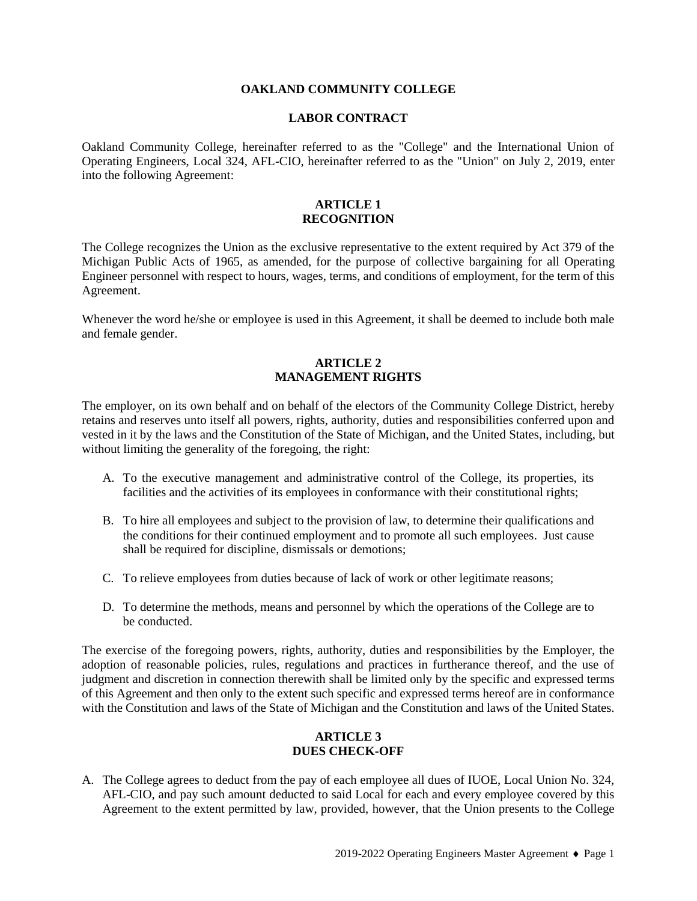**OAKLAND COMMUNITY COLLEGE**

**LABOR CONTRACT**

Oakland Community College, hereinafter referred to as the "College" and the International Union of Operating Engineers, Local 324, AFL-CIO, hereinafter referred to as the "Union" on July 2, 2019, enter into the following Agreement:

## ARTICLE 1
## RECOGNITION

The College recognizes the Union as the exclusive representative to the extent required by Act 379 of the Michigan Public Acts of 1965, as amended, for the purpose of collective bargaining for all Operating Engineer personnel with respect to hours, wages, terms, and conditions of employment, for the term of this Agreement.

Whenever the word he/she or employee is used in this Agreement, it shall be deemed to include both male and female gender.

## ARTICLE 2
## MANAGEMENT RIGHTS

The employer, on its own behalf and on behalf of the electors of the Community College District, hereby retains and reserves unto itself all powers, rights, authority, duties and responsibilities conferred upon and vested in it by the laws and the Constitution of the State of Michigan, and the United States, including, but without limiting the generality of the foregoing, the right:

A. To the executive management and administrative control of the College, its properties, its facilities and the activities of its employees in conformance with their constitutional rights;

B. To hire all employees and subject to the provision of law, to determine their qualifications and the conditions for their continued employment and to promote all such employees. Just cause shall be required for discipline, dismissals or demotions;

C. To relieve employees from duties because of lack of work or other legitimate reasons;

D. To determine the methods, means and personnel by which the operations of the College are to be conducted.

The exercise of the foregoing powers, rights, authority, duties and responsibilities by the Employer, the adoption of reasonable policies, rules, regulations and practices in furtherance thereof, and the use of judgment and discretion in connection therewith shall be limited only by the specific and expressed terms of this Agreement and then only to the extent such specific and expressed terms hereof are in conformance with the Constitution and laws of the State of Michigan and the Constitution and laws of the United States.

## ARTICLE 3
## DUES CHECK-OFF

A. The College agrees to deduct from the pay of each employee all dues of IUOE, Local Union No. 324, AFL-CIO, and pay such amount deducted to said Local for each and every employee covered by this Agreement to the extent permitted by law, provided, however, that the Union presents to the College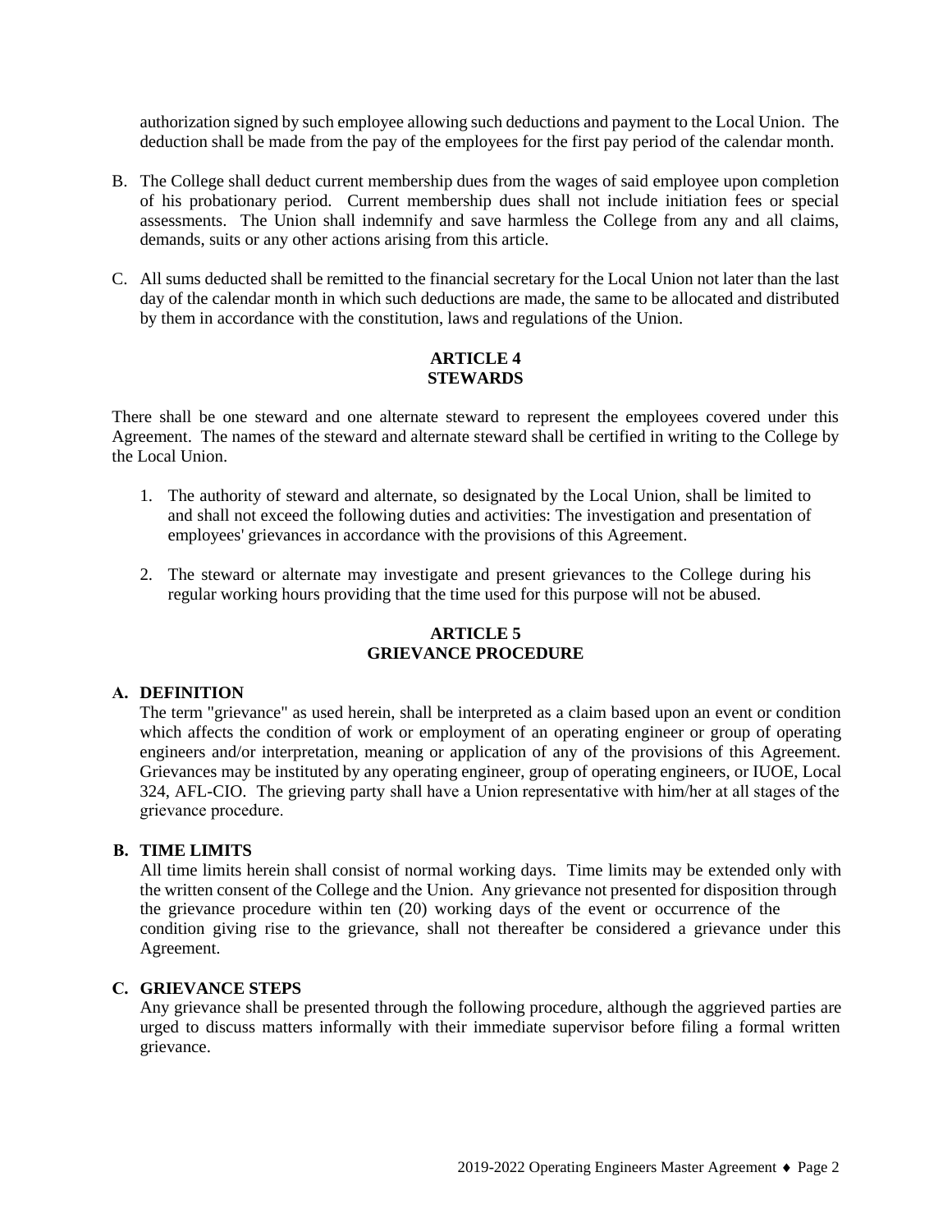authorization signed by such employee allowing such deductions and payment to the Local Union. The deduction shall be made from the pay of the employees for the first pay period of the calendar month.

B. The College shall deduct current membership dues from the wages of said employee upon completion of his probationary period. Current membership dues shall not include initiation fees or special assessments. The Union shall indemnify and save harmless the College from any and all claims, demands, suits or any other actions arising from this article.

C. All sums deducted shall be remitted to the financial secretary for the Local Union not later than the last day of the calendar month in which such deductions are made, the same to be allocated and distributed by them in accordance with the constitution, laws and regulations of the Union.

## ARTICLE 4
## STEWARDS

There shall be one steward and one alternate steward to represent the employees covered under this Agreement. The names of the steward and alternate steward shall be certified in writing to the College by the Local Union.

1. The authority of steward and alternate, so designated by the Local Union, shall be limited to and shall not exceed the following duties and activities: The investigation and presentation of employees' grievances in accordance with the provisions of this Agreement.

2. The steward or alternate may investigate and present grievances to the College during his regular working hours providing that the time used for this purpose will not be abused.

## ARTICLE 5
## GRIEVANCE PROCEDURE

**A. DEFINITION**

The term "grievance" as used herein, shall be interpreted as a claim based upon an event or condition which affects the condition of work or employment of an operating engineer or group of operating engineers and/or interpretation, meaning or application of any of the provisions of this Agreement. Grievances may be instituted by any operating engineer, group of operating engineers, or IUOE, Local 324, AFL-CIO. The grieving party shall have a Union representative with him/her at all stages of the grievance procedure.

**B. TIME LIMITS**

All time limits herein shall consist of normal working days. Time limits may be extended only with the written consent of the College and the Union. Any grievance not presented for disposition through the grievance procedure within ten (20) working days of the event or occurrence of the condition giving rise to the grievance, shall not thereafter be considered a grievance under this Agreement.

**C. GRIEVANCE STEPS**

Any grievance shall be presented through the following procedure, although the aggrieved parties are urged to discuss matters informally with their immediate supervisor before filing a formal written grievance.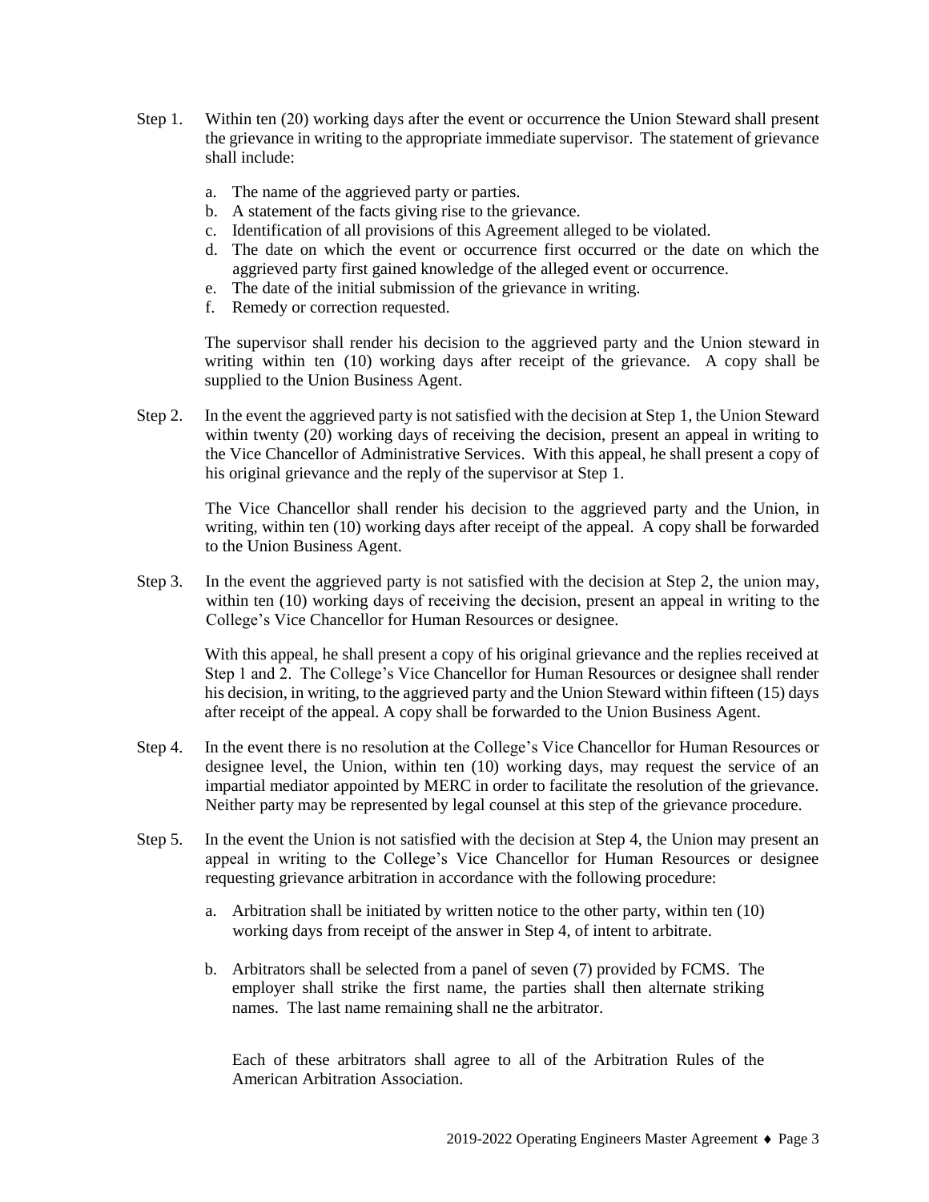Step 1. Within ten (20) working days after the event or occurrence the Union Steward shall present the grievance in writing to the appropriate immediate supervisor. The statement of grievance shall include:

a. The name of the aggrieved party or parties.
b. A statement of the facts giving rise to the grievance.
c. Identification of all provisions of this Agreement alleged to be violated.
d. The date on which the event or occurrence first occurred or the date on which the aggrieved party first gained knowledge of the alleged event or occurrence.
e. The date of the initial submission of the grievance in writing.
f. Remedy or correction requested.

The supervisor shall render his decision to the aggrieved party and the Union steward in writing within ten (10) working days after receipt of the grievance. A copy shall be supplied to the Union Business Agent.

Step 2. In the event the aggrieved party is not satisfied with the decision at Step 1, the Union Steward within twenty (20) working days of receiving the decision, present an appeal in writing to the Vice Chancellor of Administrative Services. With this appeal, he shall present a copy of his original grievance and the reply of the supervisor at Step 1.

The Vice Chancellor shall render his decision to the aggrieved party and the Union, in writing, within ten (10) working days after receipt of the appeal. A copy shall be forwarded to the Union Business Agent.

Step 3. In the event the aggrieved party is not satisfied with the decision at Step 2, the union may, within ten (10) working days of receiving the decision, present an appeal in writing to the College's Vice Chancellor for Human Resources or designee.

With this appeal, he shall present a copy of his original grievance and the replies received at Step 1 and 2. The College's Vice Chancellor for Human Resources or designee shall render his decision, in writing, to the aggrieved party and the Union Steward within fifteen (15) days after receipt of the appeal. A copy shall be forwarded to the Union Business Agent.

Step 4. In the event there is no resolution at the College's Vice Chancellor for Human Resources or designee level, the Union, within ten (10) working days, may request the service of an impartial mediator appointed by MERC in order to facilitate the resolution of the grievance. Neither party may be represented by legal counsel at this step of the grievance procedure.

Step 5. In the event the Union is not satisfied with the decision at Step 4, the Union may present an appeal in writing to the College's Vice Chancellor for Human Resources or designee requesting grievance arbitration in accordance with the following procedure:

a. Arbitration shall be initiated by written notice to the other party, within ten (10) working days from receipt of the answer in Step 4, of intent to arbitrate.

b. Arbitrators shall be selected from a panel of seven (7) provided by FCMS. The employer shall strike the first name, the parties shall then alternate striking names. The last name remaining shall ne the arbitrator.

Each of these arbitrators shall agree to all of the Arbitration Rules of the American Arbitration Association.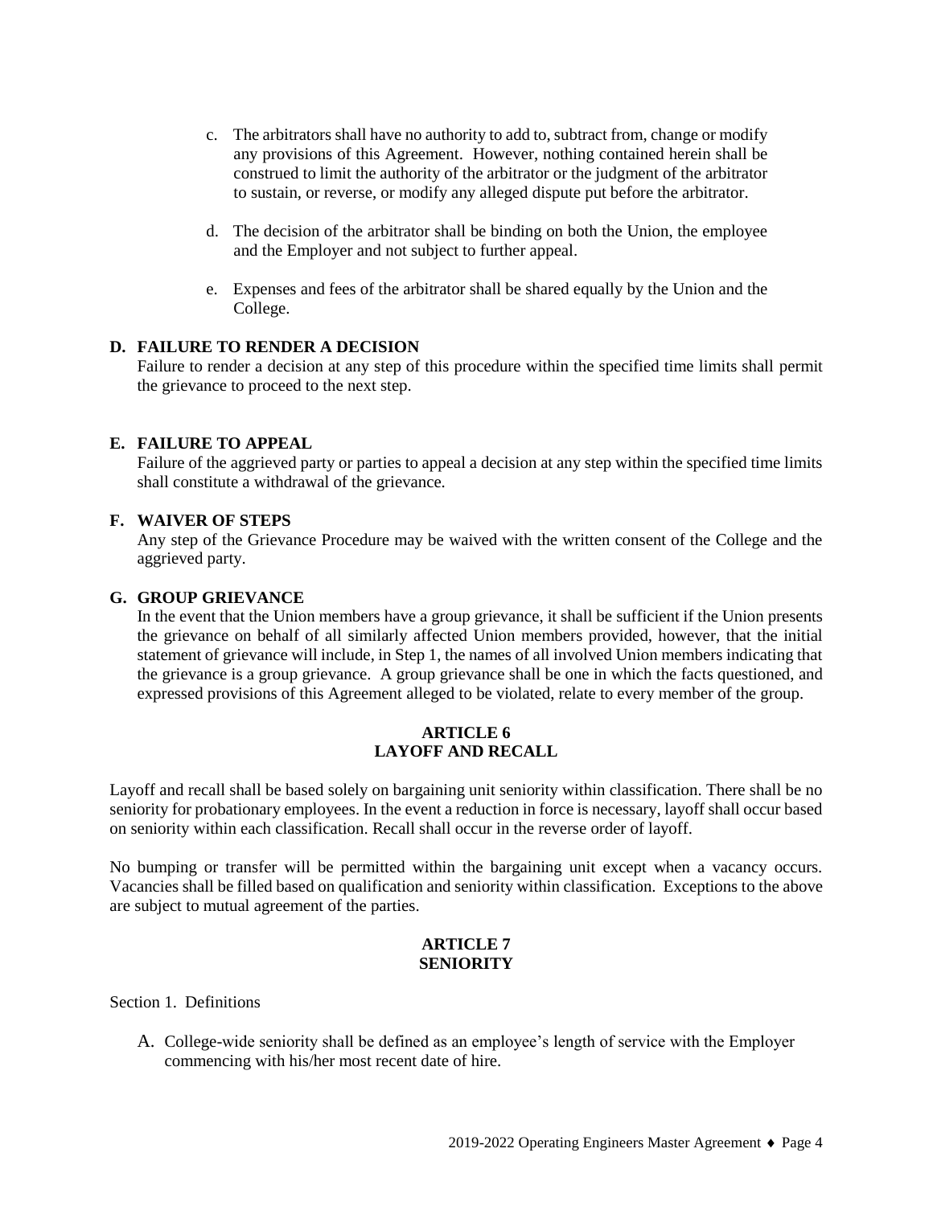c. The arbitrators shall have no authority to add to, subtract from, change or modify any provisions of this Agreement. However, nothing contained herein shall be construed to limit the authority of the arbitrator or the judgment of the arbitrator to sustain, or reverse, or modify any alleged dispute put before the arbitrator.

d. The decision of the arbitrator shall be binding on both the Union, the employee and the Employer and not subject to further appeal.

e. Expenses and fees of the arbitrator shall be shared equally by the Union and the College.

**D. FAILURE TO RENDER A DECISION**

Failure to render a decision at any step of this procedure within the specified time limits shall permit the grievance to proceed to the next step.

**E. FAILURE TO APPEAL**

Failure of the aggrieved party or parties to appeal a decision at any step within the specified time limits shall constitute a withdrawal of the grievance.

**F. WAIVER OF STEPS**

Any step of the Grievance Procedure may be waived with the written consent of the College and the aggrieved party.

**G. GROUP GRIEVANCE**

In the event that the Union members have a group grievance, it shall be sufficient if the Union presents the grievance on behalf of all similarly affected Union members provided, however, that the initial statement of grievance will include, in Step 1, the names of all involved Union members indicating that the grievance is a group grievance. A group grievance shall be one in which the facts questioned, and expressed provisions of this Agreement alleged to be violated, relate to every member of the group.

## ARTICLE 6
## LAYOFF AND RECALL

Layoff and recall shall be based solely on bargaining unit seniority within classification. There shall be no seniority for probationary employees. In the event a reduction in force is necessary, layoff shall occur based on seniority within each classification. Recall shall occur in the reverse order of layoff.

No bumping or transfer will be permitted within the bargaining unit except when a vacancy occurs. Vacancies shall be filled based on qualification and seniority within classification. Exceptions to the above are subject to mutual agreement of the parties.

## ARTICLE 7
## SENIORITY

Section 1. Definitions

A. College-wide seniority shall be defined as an employee's length of service with the Employer commencing with his/her most recent date of hire.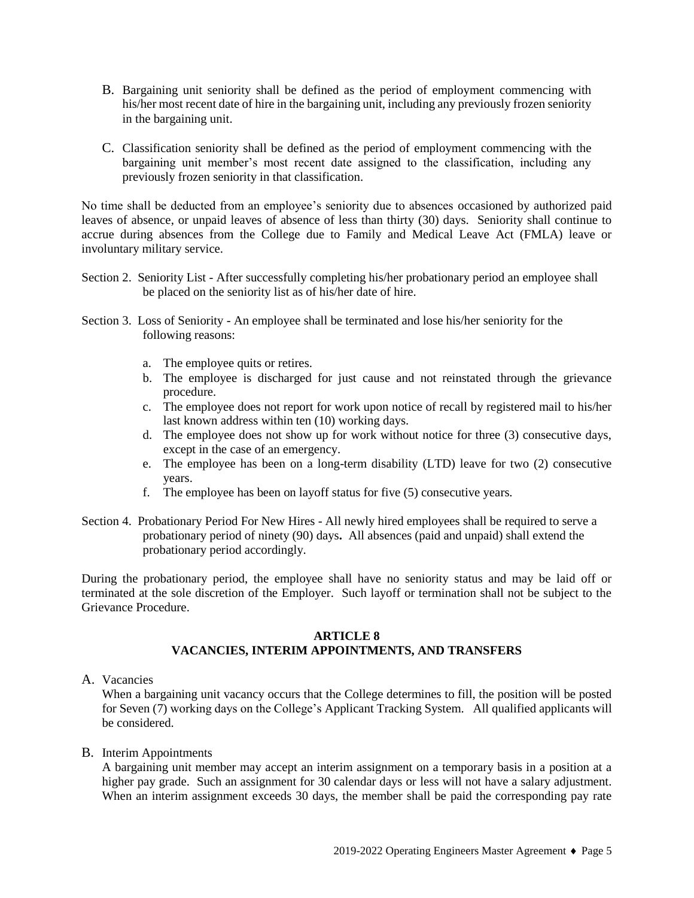B. Bargaining unit seniority shall be defined as the period of employment commencing with his/her most recent date of hire in the bargaining unit, including any previously frozen seniority in the bargaining unit.

C. Classification seniority shall be defined as the period of employment commencing with the bargaining unit member's most recent date assigned to the classification, including any previously frozen seniority in that classification.

No time shall be deducted from an employee's seniority due to absences occasioned by authorized paid leaves of absence, or unpaid leaves of absence of less than thirty (30) days. Seniority shall continue to accrue during absences from the College due to Family and Medical Leave Act (FMLA) leave or involuntary military service.

Section 2. Seniority List - After successfully completing his/her probationary period an employee shall be placed on the seniority list as of his/her date of hire.

Section 3. Loss of Seniority - An employee shall be terminated and lose his/her seniority for the following reasons:

a. The employee quits or retires.
b. The employee is discharged for just cause and not reinstated through the grievance procedure.
c. The employee does not report for work upon notice of recall by registered mail to his/her last known address within ten (10) working days.
d. The employee does not show up for work without notice for three (3) consecutive days, except in the case of an emergency.
e. The employee has been on a long-term disability (LTD) leave for two (2) consecutive years.
f. The employee has been on layoff status for five (5) consecutive years.

Section 4. Probationary Period For New Hires - All newly hired employees shall be required to serve a probationary period of ninety (90) days**.** All absences (paid and unpaid) shall extend the probationary period accordingly.

During the probationary period, the employee shall have no seniority status and may be laid off or terminated at the sole discretion of the Employer. Such layoff or termination shall not be subject to the Grievance Procedure.

## ARTICLE 8
## VACANCIES, INTERIM APPOINTMENTS, AND TRANSFERS

A. Vacancies

When a bargaining unit vacancy occurs that the College determines to fill, the position will be posted for Seven (7) working days on the College's Applicant Tracking System. All qualified applicants will be considered.

B. Interim Appointments

A bargaining unit member may accept an interim assignment on a temporary basis in a position at a higher pay grade. Such an assignment for 30 calendar days or less will not have a salary adjustment. When an interim assignment exceeds 30 days, the member shall be paid the corresponding pay rate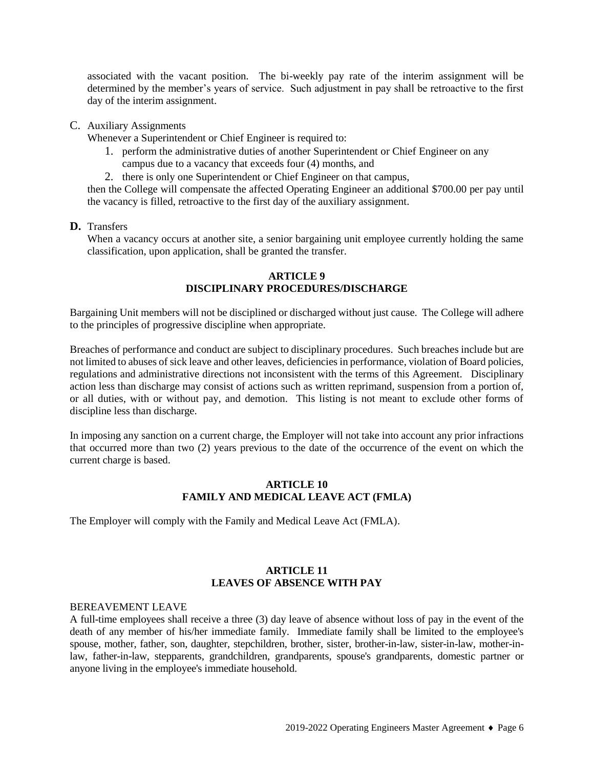associated with the vacant position. The bi-weekly pay rate of the interim assignment will be determined by the member's years of service. Such adjustment in pay shall be retroactive to the first day of the interim assignment.

C. Auxiliary Assignments

Whenever a Superintendent or Chief Engineer is required to:

1. perform the administrative duties of another Superintendent or Chief Engineer on any campus due to a vacancy that exceeds four (4) months, and
2. there is only one Superintendent or Chief Engineer on that campus,

then the College will compensate the affected Operating Engineer an additional $700.00 per pay until the vacancy is filled, retroactive to the first day of the auxiliary assignment.

**D.** Transfers

When a vacancy occurs at another site, a senior bargaining unit employee currently holding the same classification, upon application, shall be granted the transfer.

## ARTICLE 9
## DISCIPLINARY PROCEDURES/DISCHARGE

Bargaining Unit members will not be disciplined or discharged without just cause. The College will adhere to the principles of progressive discipline when appropriate.

Breaches of performance and conduct are subject to disciplinary procedures. Such breaches include but are not limited to abuses of sick leave and other leaves, deficiencies in performance, violation of Board policies, regulations and administrative directions not inconsistent with the terms of this Agreement. Disciplinary action less than discharge may consist of actions such as written reprimand, suspension from a portion of, or all duties, with or without pay, and demotion. This listing is not meant to exclude other forms of discipline less than discharge.

In imposing any sanction on a current charge, the Employer will not take into account any prior infractions that occurred more than two (2) years previous to the date of the occurrence of the event on which the current charge is based.

## ARTICLE 10
## FAMILY AND MEDICAL LEAVE ACT (FMLA)

The Employer will comply with the Family and Medical Leave Act (FMLA).

## ARTICLE 11
## LEAVES OF ABSENCE WITH PAY

BEREAVEMENT LEAVE

A full-time employees shall receive a three (3) day leave of absence without loss of pay in the event of the death of any member of his/her immediate family. Immediate family shall be limited to the employee's spouse, mother, father, son, daughter, stepchildren, brother, sister, brother-in-law, sister-in-law, mother-in-law, father-in-law, stepparents, grandchildren, grandparents, spouse's grandparents, domestic partner or anyone living in the employee's immediate household.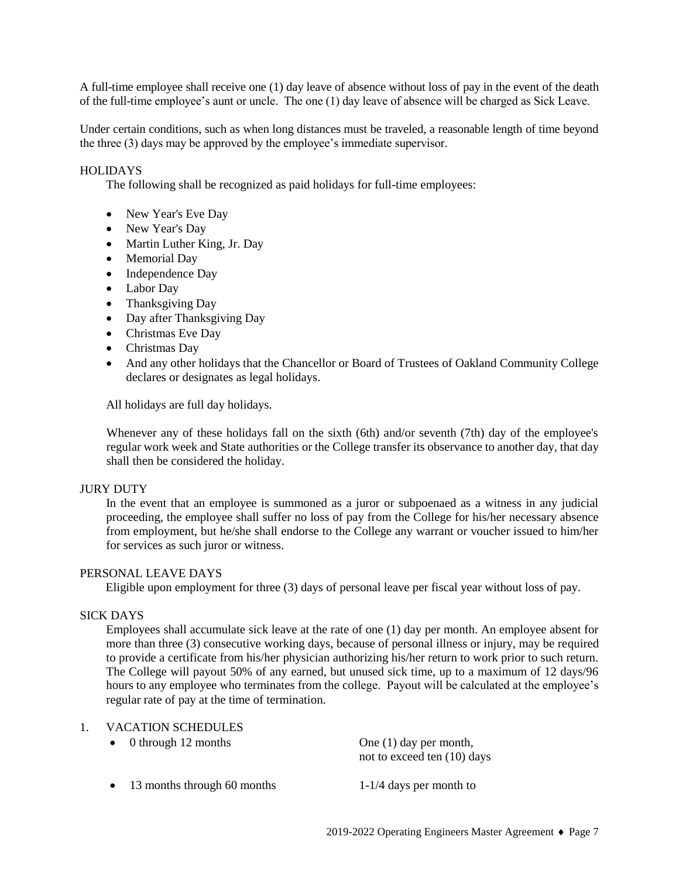A full-time employee shall receive one (1) day leave of absence without loss of pay in the event of the death of the full-time employee's aunt or uncle. The one (1) day leave of absence will be charged as Sick Leave.

Under certain conditions, such as when long distances must be traveled, a reasonable length of time beyond the three (3) days may be approved by the employee's immediate supervisor.

HOLIDAYS

The following shall be recognized as paid holidays for full-time employees:

- New Year's Eve Day
- New Year's Day
- Martin Luther King, Jr. Day
- Memorial Day
- Independence Day
- Labor Day
- Thanksgiving Day
- Day after Thanksgiving Day
- Christmas Eve Day
- Christmas Day
- And any other holidays that the Chancellor or Board of Trustees of Oakland Community College declares or designates as legal holidays.

All holidays are full day holidays.

Whenever any of these holidays fall on the sixth (6th) and/or seventh (7th) day of the employee's regular work week and State authorities or the College transfer its observance to another day, that day shall then be considered the holiday.

JURY DUTY

In the event that an employee is summoned as a juror or subpoenaed as a witness in any judicial proceeding, the employee shall suffer no loss of pay from the College for his/her necessary absence from employment, but he/she shall endorse to the College any warrant or voucher issued to him/her for services as such juror or witness.

PERSONAL LEAVE DAYS

Eligible upon employment for three (3) days of personal leave per fiscal year without loss of pay.

SICK DAYS

Employees shall accumulate sick leave at the rate of one (1) day per month. An employee absent for more than three (3) consecutive working days, because of personal illness or injury, may be required to provide a certificate from his/her physician authorizing his/her return to work prior to such return. The College will payout 50% of any earned, but unused sick time, up to a maximum of 12 days/96 hours to any employee who terminates from the college. Payout will be calculated at the employee's regular rate of pay at the time of termination.

1. VACATION SCHEDULES

| | |
|---|---|
| • 0 through 12 months | One (1) day per month, not to exceed ten (10) days |
| • 13 months through 60 months | 1-1/4 days per month to |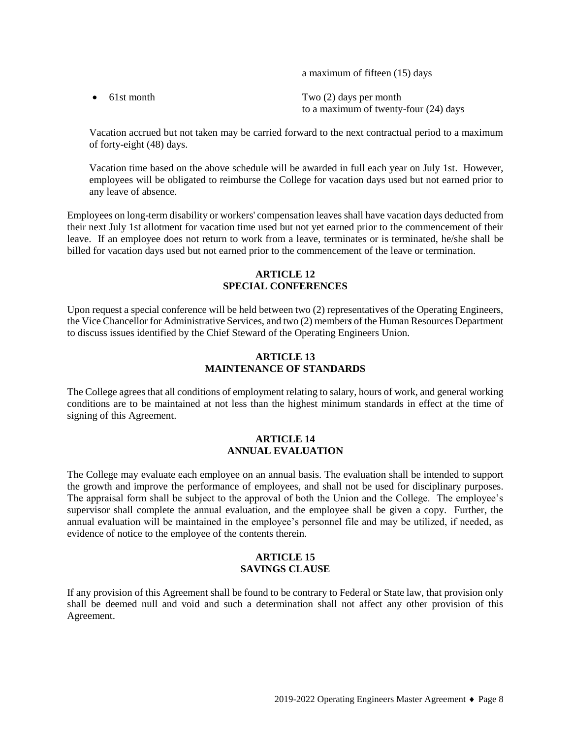a maximum of fifteen (15) days

- 61st month — Two (2) days per month to a maximum of twenty-four (24) days

Vacation accrued but not taken may be carried forward to the next contractual period to a maximum of forty-eight (48) days.

Vacation time based on the above schedule will be awarded in full each year on July 1st. However, employees will be obligated to reimburse the College for vacation days used but not earned prior to any leave of absence.

Employees on long-term disability or workers' compensation leaves shall have vacation days deducted from their next July 1st allotment for vacation time used but not yet earned prior to the commencement of their leave. If an employee does not return to work from a leave, terminates or is terminated, he/she shall be billed for vacation days used but not earned prior to the commencement of the leave or termination.

## ARTICLE 12
## SPECIAL CONFERENCES

Upon request a special conference will be held between two (2) representatives of the Operating Engineers, the Vice Chancellor for Administrative Services, and two (2) members of the Human Resources Department to discuss issues identified by the Chief Steward of the Operating Engineers Union.

## ARTICLE 13
## MAINTENANCE OF STANDARDS

The College agrees that all conditions of employment relating to salary, hours of work, and general working conditions are to be maintained at not less than the highest minimum standards in effect at the time of signing of this Agreement.

## ARTICLE 14
## ANNUAL EVALUATION

The College may evaluate each employee on an annual basis. The evaluation shall be intended to support the growth and improve the performance of employees, and shall not be used for disciplinary purposes. The appraisal form shall be subject to the approval of both the Union and the College. The employee's supervisor shall complete the annual evaluation, and the employee shall be given a copy. Further, the annual evaluation will be maintained in the employee's personnel file and may be utilized, if needed, as evidence of notice to the employee of the contents therein.

## ARTICLE 15
## SAVINGS CLAUSE

If any provision of this Agreement shall be found to be contrary to Federal or State law, that provision only shall be deemed null and void and such a determination shall not affect any other provision of this Agreement.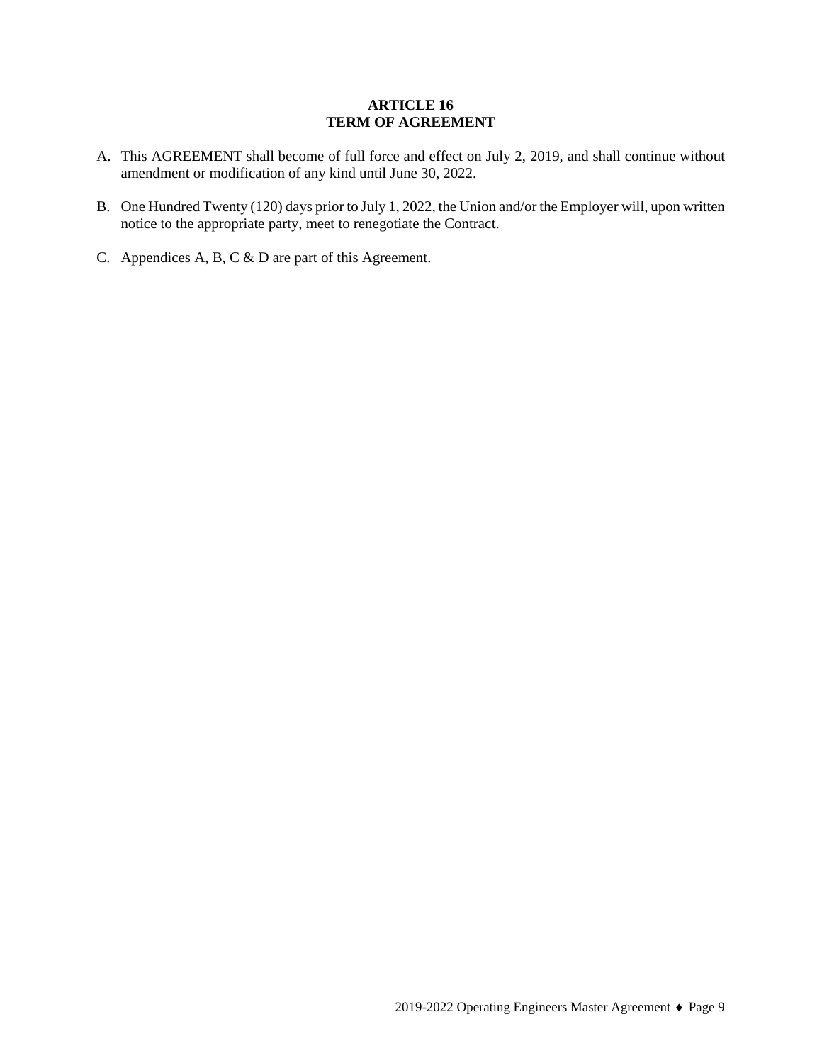## ARTICLE 16
## TERM OF AGREEMENT

A. This AGREEMENT shall become of full force and effect on July 2, 2019, and shall continue without amendment or modification of any kind until June 30, 2022.

B. One Hundred Twenty (120) days prior to July 1, 2022, the Union and/or the Employer will, upon written notice to the appropriate party, meet to renegotiate the Contract.

C. Appendices A, B, C & D are part of this Agreement.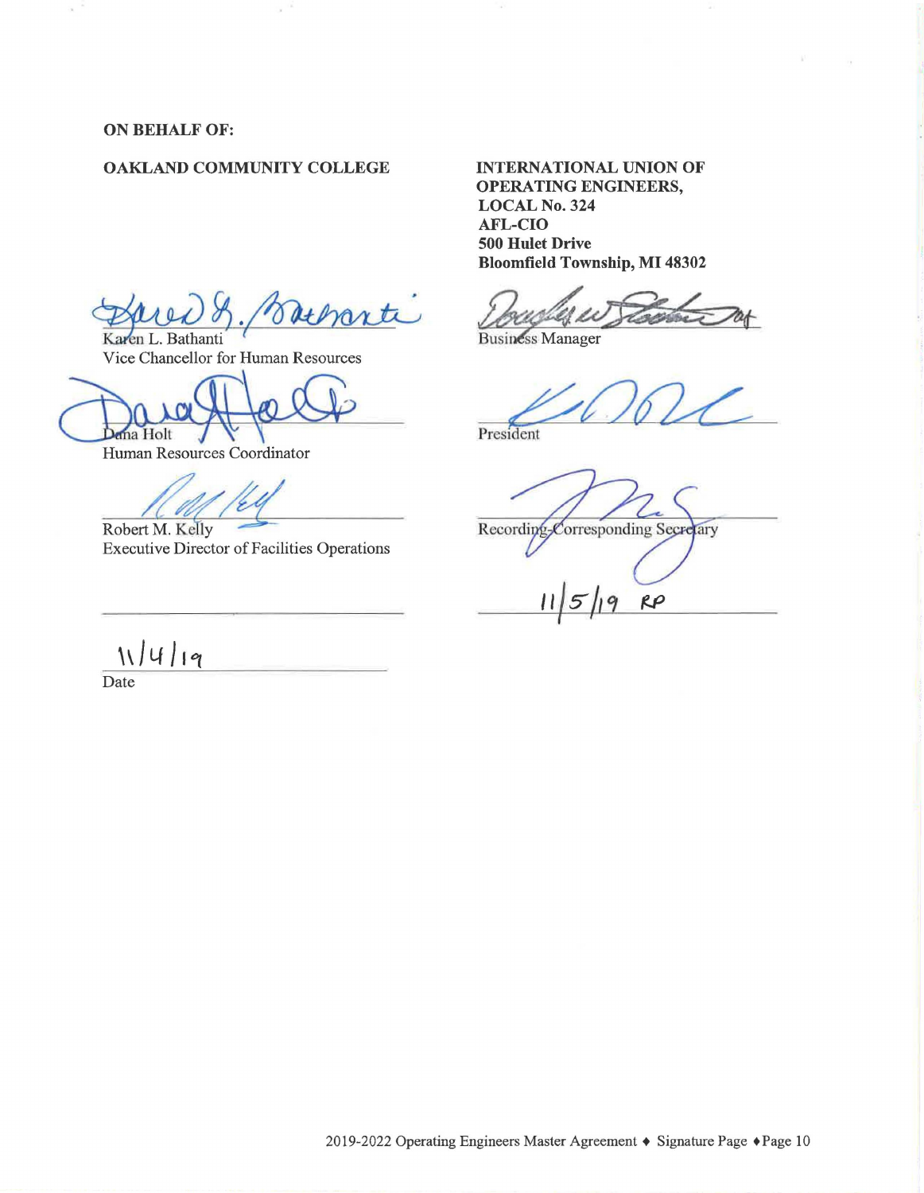**ON BEHALF OF:**

**OAKLAND COMMUNITY COLLEGE**

Karen L. Bathanti
Vice Chancellor for Human Resources

Dana Holt
Human Resources Coordinator

Robert M. Kelly
Executive Director of Facilities Operations

11/4/19
Date

**INTERNATIONAL UNION OF OPERATING ENGINEERS, LOCAL No. 324**
**AFL-CIO**
**500 Hulet Drive**
**Bloomfield Township, MI 48302**

Business Manager

President

Recording-Corresponding Secretary

11/5/19 RP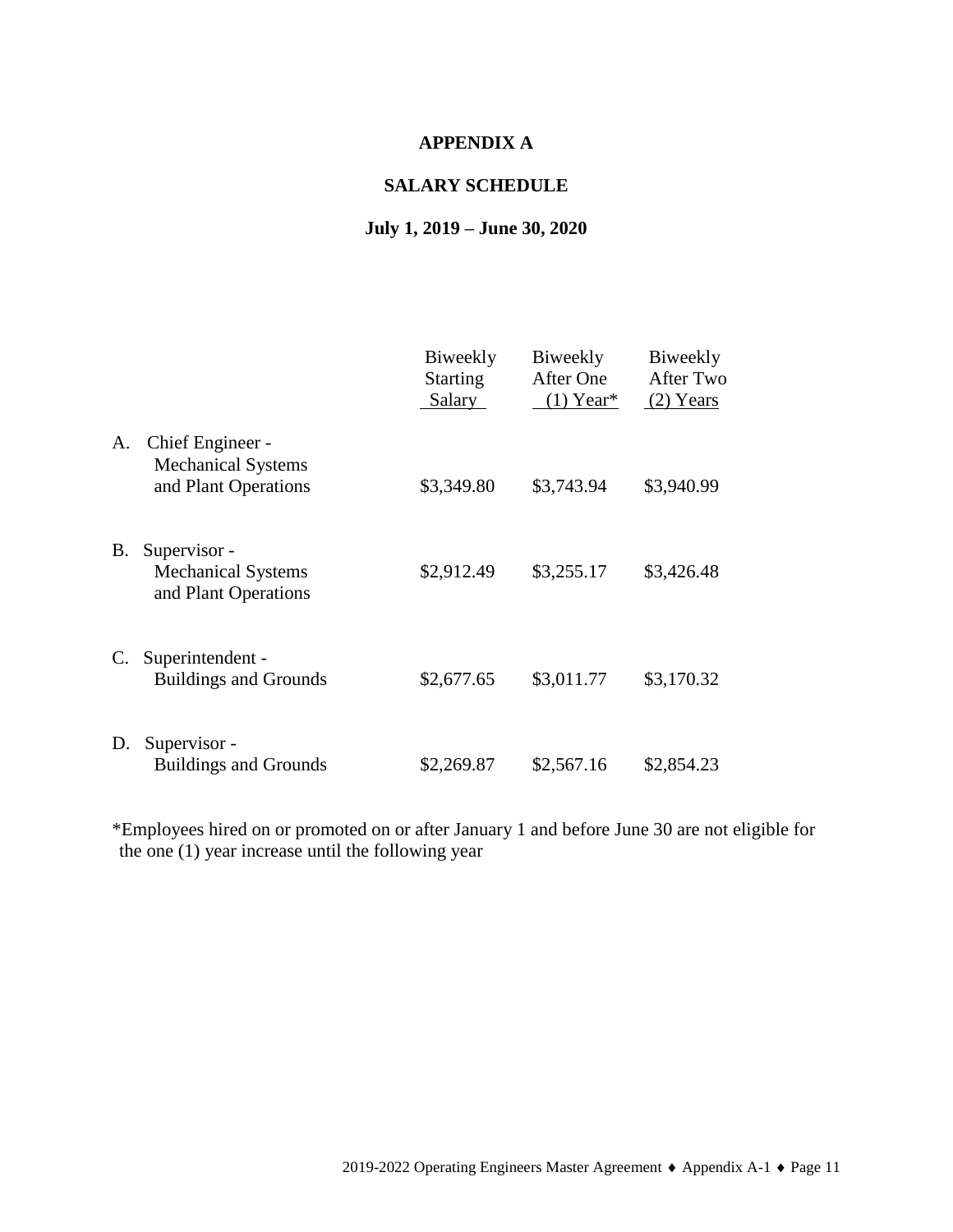# APPENDIX A

## SALARY SCHEDULE

### July 1, 2019 – June 30, 2020

| | Biweekly Starting Salary | Biweekly After One (1) Year* | Biweekly After Two (2) Years |
|---|---|---|---|
| A. Chief Engineer - Mechanical Systems and Plant Operations | $3,349.80 | $3,743.94 | $3,940.99 |
| B. Supervisor - Mechanical Systems and Plant Operations | $2,912.49 | $3,255.17 | $3,426.48 |
| C. Superintendent - Buildings and Grounds | $2,677.65 | $3,011.77 | $3,170.32 |
| D. Supervisor - Buildings and Grounds | $2,269.87 | $2,567.16 | $2,854.23 |

*Employees hired on or promoted on or after January 1 and before June 30 are not eligible for the one (1) year increase until the following year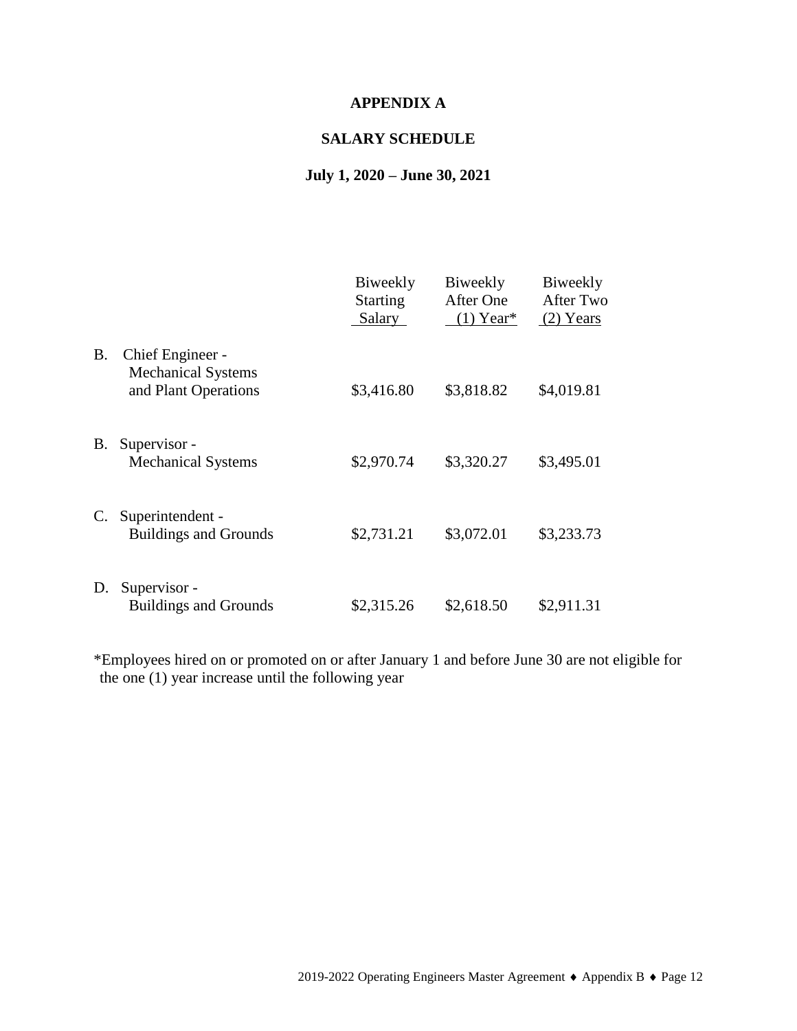# APPENDIX A

## SALARY SCHEDULE

### July 1, 2020 – June 30, 2021

| | Biweekly Starting Salary | Biweekly After One (1) Year* | Biweekly After Two (2) Years |
|---|---|---|---|
| B. Chief Engineer - Mechanical Systems and Plant Operations | $3,416.80 | $3,818.82 | $4,019.81 |
| B. Supervisor - Mechanical Systems | $2,970.74 | $3,320.27 | $3,495.01 |
| C. Superintendent - Buildings and Grounds | $2,731.21 | $3,072.01 | $3,233.73 |
| D. Supervisor - Buildings and Grounds | $2,315.26 | $2,618.50 | $2,911.31 |

*Employees hired on or promoted on or after January 1 and before June 30 are not eligible for the one (1) year increase until the following year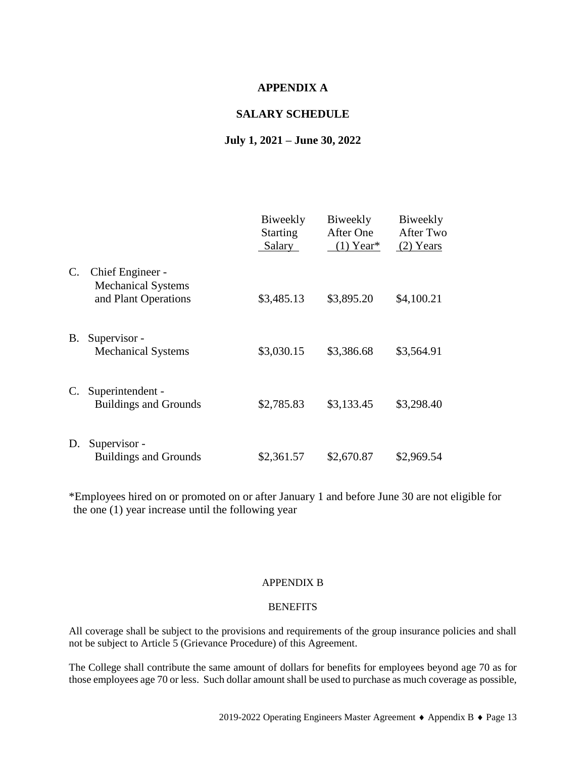## APPENDIX A

## SALARY SCHEDULE

## July 1, 2021 – June 30, 2022

| | Biweekly Starting Salary | Biweekly After One (1) Year* | Biweekly After Two (2) Years |
|---|---|---|---|
| C. Chief Engineer - Mechanical Systems and Plant Operations | $3,485.13 | $3,895.20 | $4,100.21 |
| B. Supervisor - Mechanical Systems | $3,030.15 | $3,386.68 | $3,564.91 |
| C. Superintendent - Buildings and Grounds | $2,785.83 | $3,133.45 | $3,298.40 |
| D. Supervisor - Buildings and Grounds | $2,361.57 | $2,670.87 | $2,969.54 |

*Employees hired on or promoted on or after January 1 and before June 30 are not eligible for the one (1) year increase until the following year

## APPENDIX B

## BENEFITS

All coverage shall be subject to the provisions and requirements of the group insurance policies and shall not be subject to Article 5 (Grievance Procedure) of this Agreement.

The College shall contribute the same amount of dollars for benefits for employees beyond age 70 as for those employees age 70 or less. Such dollar amount shall be used to purchase as much coverage as possible,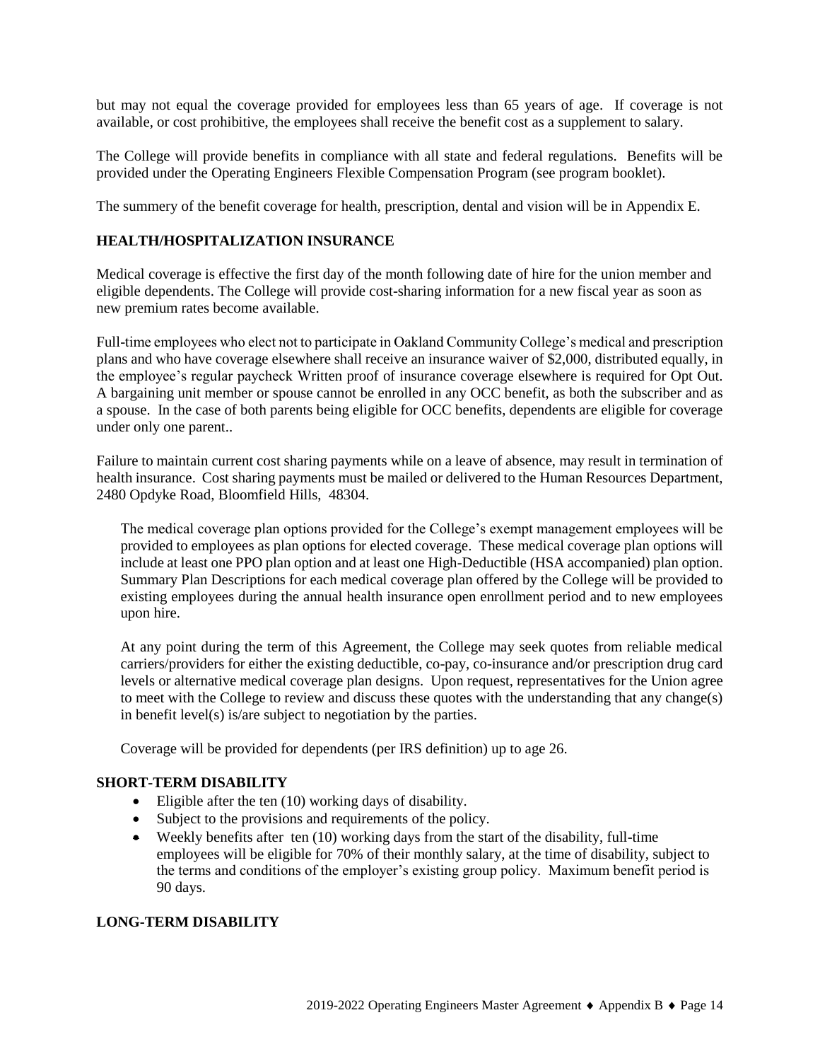but may not equal the coverage provided for employees less than 65 years of age. If coverage is not available, or cost prohibitive, the employees shall receive the benefit cost as a supplement to salary.

The College will provide benefits in compliance with all state and federal regulations. Benefits will be provided under the Operating Engineers Flexible Compensation Program (see program booklet).

The summery of the benefit coverage for health, prescription, dental and vision will be in Appendix E.

## HEALTH/HOSPITALIZATION INSURANCE

Medical coverage is effective the first day of the month following date of hire for the union member and eligible dependents. The College will provide cost-sharing information for a new fiscal year as soon as new premium rates become available.

Full-time employees who elect not to participate in Oakland Community College's medical and prescription plans and who have coverage elsewhere shall receive an insurance waiver of $2,000, distributed equally, in the employee's regular paycheck Written proof of insurance coverage elsewhere is required for Opt Out. A bargaining unit member or spouse cannot be enrolled in any OCC benefit, as both the subscriber and as a spouse. In the case of both parents being eligible for OCC benefits, dependents are eligible for coverage under only one parent..

Failure to maintain current cost sharing payments while on a leave of absence, may result in termination of health insurance. Cost sharing payments must be mailed or delivered to the Human Resources Department, 2480 Opdyke Road, Bloomfield Hills, 48304.

The medical coverage plan options provided for the College's exempt management employees will be provided to employees as plan options for elected coverage. These medical coverage plan options will include at least one PPO plan option and at least one High-Deductible (HSA accompanied) plan option. Summary Plan Descriptions for each medical coverage plan offered by the College will be provided to existing employees during the annual health insurance open enrollment period and to new employees upon hire.

At any point during the term of this Agreement, the College may seek quotes from reliable medical carriers/providers for either the existing deductible, co-pay, co-insurance and/or prescription drug card levels or alternative medical coverage plan designs. Upon request, representatives for the Union agree to meet with the College to review and discuss these quotes with the understanding that any change(s) in benefit level(s) is/are subject to negotiation by the parties.

Coverage will be provided for dependents (per IRS definition) up to age 26.

## SHORT-TERM DISABILITY

- Eligible after the ten (10) working days of disability.
- Subject to the provisions and requirements of the policy.
- Weekly benefits after ten (10) working days from the start of the disability, full-time employees will be eligible for 70% of their monthly salary, at the time of disability, subject to the terms and conditions of the employer's existing group policy. Maximum benefit period is 90 days.

## LONG-TERM DISABILITY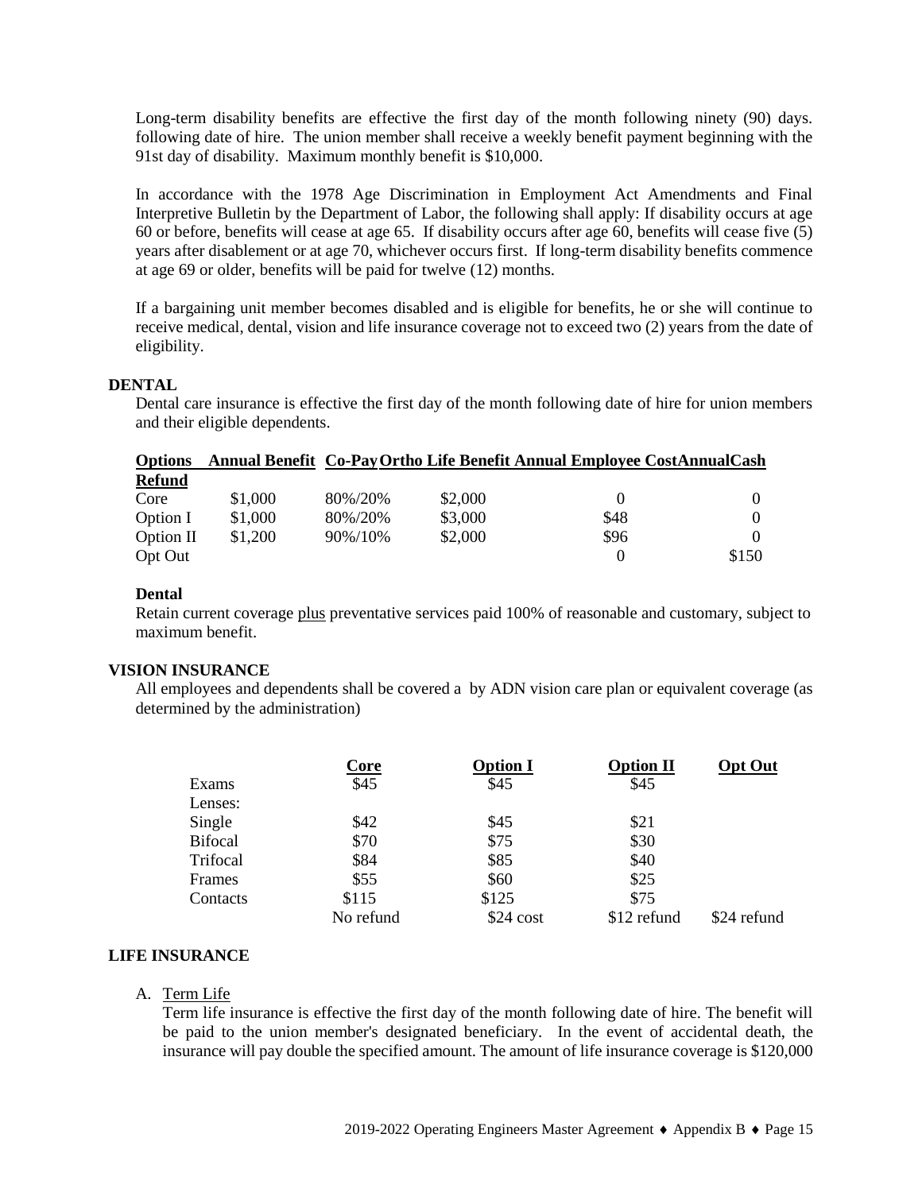Long-term disability benefits are effective the first day of the month following ninety (90) days. following date of hire. The union member shall receive a weekly benefit payment beginning with the 91st day of disability. Maximum monthly benefit is $10,000.

In accordance with the 1978 Age Discrimination in Employment Act Amendments and Final Interpretive Bulletin by the Department of Labor, the following shall apply: If disability occurs at age 60 or before, benefits will cease at age 65. If disability occurs after age 60, benefits will cease five (5) years after disablement or at age 70, whichever occurs first. If long-term disability benefits commence at age 69 or older, benefits will be paid for twelve (12) months.

If a bargaining unit member becomes disabled and is eligible for benefits, he or she will continue to receive medical, dental, vision and life insurance coverage not to exceed two (2) years from the date of eligibility.

**DENTAL**

Dental care insurance is effective the first day of the month following date of hire for union members and their eligible dependents.

| Options | Annual Benefit | Co-Pay | Ortho Life Benefit | Annual Employee Cost | Annual Cash Refund |
|---|---|---|---|---|---|
| Core | $1,000 | 80%/20% | $2,000 | 0 | 0 |
| Option I | $1,000 | 80%/20% | $3,000 | $48 | 0 |
| Option II | $1,200 | 90%/10% | $2,000 | $96 | 0 |
| Opt Out | | | | 0 | $150 |

**Dental**

Retain current coverage plus preventative services paid 100% of reasonable and customary, subject to maximum benefit.

**VISION INSURANCE**

All employees and dependents shall be covered a by ADN vision care plan or equivalent coverage (as determined by the administration)

| | Core | Option I | Option II | Opt Out |
|---|---|---|---|---|
| Exams | $45 | $45 | $45 | |
| Lenses: | | | | |
| Single | $42 | $45 | $21 | |
| Bifocal | $70 | $75 | $30 | |
| Trifocal | $84 | $85 | $40 | |
| Frames | $55 | $60 | $25 | |
| Contacts | $115 | $125 | $75 | |
| | No refund | $24 cost | $12 refund | $24 refund |

**LIFE INSURANCE**

A. Term Life

Term life insurance is effective the first day of the month following date of hire. The benefit will be paid to the union member's designated beneficiary. In the event of accidental death, the insurance will pay double the specified amount. The amount of life insurance coverage is $120,000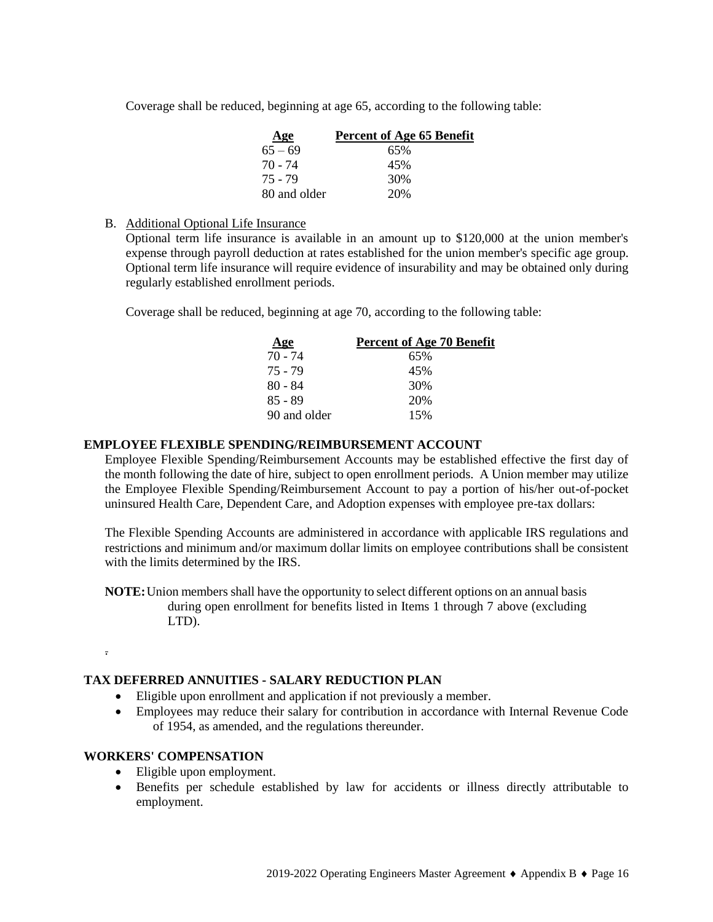Coverage shall be reduced, beginning at age 65, according to the following table:

| Age | Percent of Age 65 Benefit |
|---|---|
| 65 – 69 | 65% |
| 70 - 74 | 45% |
| 75 - 79 | 30% |
| 80 and older | 20% |

B. Additional Optional Life Insurance

Optional term life insurance is available in an amount up to $120,000 at the union member's expense through payroll deduction at rates established for the union member's specific age group. Optional term life insurance will require evidence of insurability and may be obtained only during regularly established enrollment periods.

Coverage shall be reduced, beginning at age 70, according to the following table:

| Age | Percent of Age 70 Benefit |
|---|---|
| 70 - 74 | 65% |
| 75 - 79 | 45% |
| 80 - 84 | 30% |
| 85 - 89 | 20% |
| 90 and older | 15% |

**EMPLOYEE FLEXIBLE SPENDING/REIMBURSEMENT ACCOUNT**

Employee Flexible Spending/Reimbursement Accounts may be established effective the first day of the month following the date of hire, subject to open enrollment periods. A Union member may utilize the Employee Flexible Spending/Reimbursement Account to pay a portion of his/her out-of-pocket uninsured Health Care, Dependent Care, and Adoption expenses with employee pre-tax dollars:

The Flexible Spending Accounts are administered in accordance with applicable IRS regulations and restrictions and minimum and/or maximum dollar limits on employee contributions shall be consistent with the limits determined by the IRS.

**NOTE:** Union members shall have the opportunity to select different options on an annual basis during open enrollment for benefits listed in Items 1 through 7 above (excluding LTD).

**TAX DEFERRED ANNUITIES - SALARY REDUCTION PLAN**

- Eligible upon enrollment and application if not previously a member.
- Employees may reduce their salary for contribution in accordance with Internal Revenue Code of 1954, as amended, and the regulations thereunder.

**WORKERS' COMPENSATION**

- Eligible upon employment.
- Benefits per schedule established by law for accidents or illness directly attributable to employment.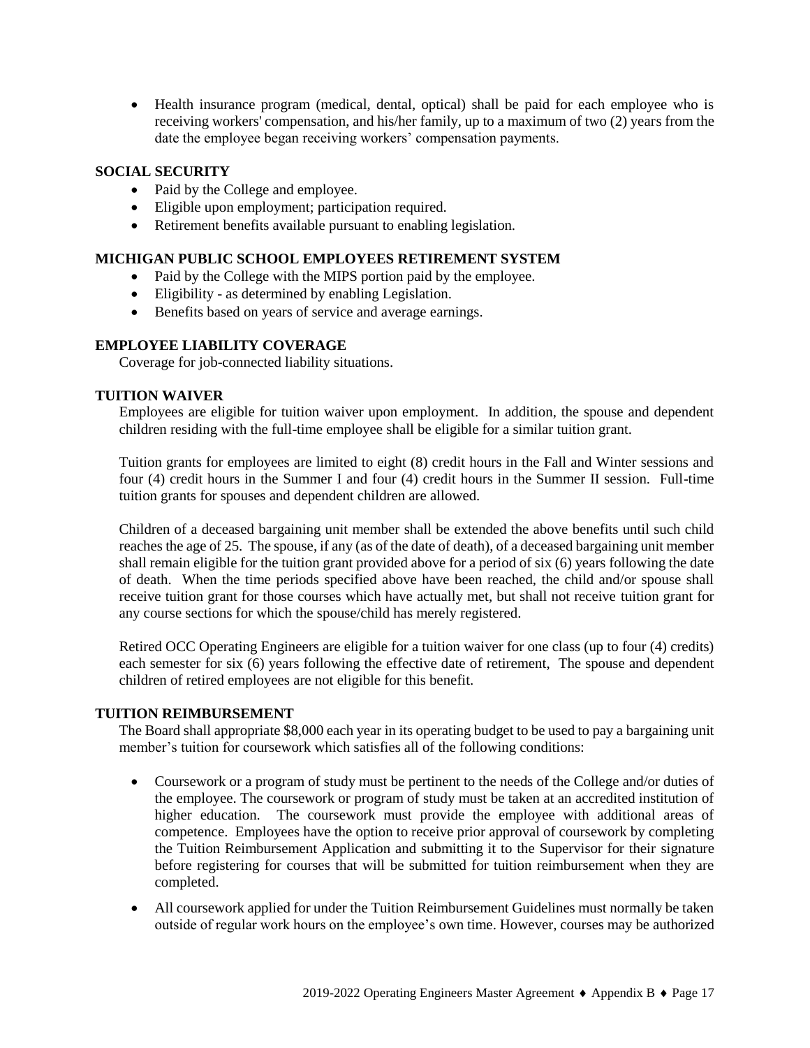- Health insurance program (medical, dental, optical) shall be paid for each employee who is receiving workers' compensation, and his/her family, up to a maximum of two (2) years from the date the employee began receiving workers' compensation payments.

### SOCIAL SECURITY

- Paid by the College and employee.
- Eligible upon employment; participation required.
- Retirement benefits available pursuant to enabling legislation.

### MICHIGAN PUBLIC SCHOOL EMPLOYEES RETIREMENT SYSTEM

- Paid by the College with the MIPS portion paid by the employee.
- Eligibility - as determined by enabling Legislation.
- Benefits based on years of service and average earnings.

### EMPLOYEE LIABILITY COVERAGE

Coverage for job-connected liability situations.

### TUITION WAIVER

Employees are eligible for tuition waiver upon employment. In addition, the spouse and dependent children residing with the full-time employee shall be eligible for a similar tuition grant.

Tuition grants for employees are limited to eight (8) credit hours in the Fall and Winter sessions and four (4) credit hours in the Summer I and four (4) credit hours in the Summer II session. Full-time tuition grants for spouses and dependent children are allowed.

Children of a deceased bargaining unit member shall be extended the above benefits until such child reaches the age of 25. The spouse, if any (as of the date of death), of a deceased bargaining unit member shall remain eligible for the tuition grant provided above for a period of six (6) years following the date of death. When the time periods specified above have been reached, the child and/or spouse shall receive tuition grant for those courses which have actually met, but shall not receive tuition grant for any course sections for which the spouse/child has merely registered.

Retired OCC Operating Engineers are eligible for a tuition waiver for one class (up to four (4) credits) each semester for six (6) years following the effective date of retirement, The spouse and dependent children of retired employees are not eligible for this benefit.

### TUITION REIMBURSEMENT

The Board shall appropriate $8,000 each year in its operating budget to be used to pay a bargaining unit member's tuition for coursework which satisfies all of the following conditions:

- Coursework or a program of study must be pertinent to the needs of the College and/or duties of the employee. The coursework or program of study must be taken at an accredited institution of higher education. The coursework must provide the employee with additional areas of competence. Employees have the option to receive prior approval of coursework by completing the Tuition Reimbursement Application and submitting it to the Supervisor for their signature before registering for courses that will be submitted for tuition reimbursement when they are completed.
- All coursework applied for under the Tuition Reimbursement Guidelines must normally be taken outside of regular work hours on the employee's own time. However, courses may be authorized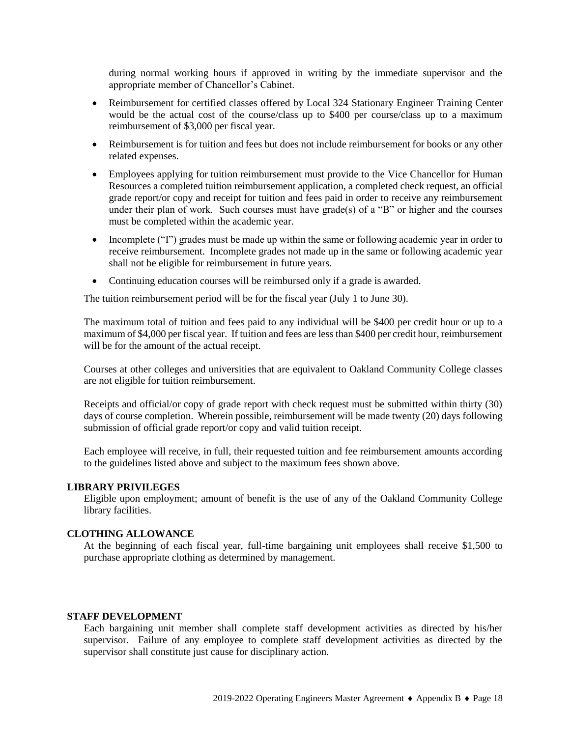during normal working hours if approved in writing by the immediate supervisor and the appropriate member of Chancellor's Cabinet.

- Reimbursement for certified classes offered by Local 324 Stationary Engineer Training Center would be the actual cost of the course/class up to $400 per course/class up to a maximum reimbursement of $3,000 per fiscal year.
- Reimbursement is for tuition and fees but does not include reimbursement for books or any other related expenses.
- Employees applying for tuition reimbursement must provide to the Vice Chancellor for Human Resources a completed tuition reimbursement application, a completed check request, an official grade report/or copy and receipt for tuition and fees paid in order to receive any reimbursement under their plan of work. Such courses must have grade(s) of a "B" or higher and the courses must be completed within the academic year.
- Incomplete ("I") grades must be made up within the same or following academic year in order to receive reimbursement. Incomplete grades not made up in the same or following academic year shall not be eligible for reimbursement in future years.
- Continuing education courses will be reimbursed only if a grade is awarded.

The tuition reimbursement period will be for the fiscal year (July 1 to June 30).

The maximum total of tuition and fees paid to any individual will be $400 per credit hour or up to a maximum of $4,000 per fiscal year. If tuition and fees are less than $400 per credit hour, reimbursement will be for the amount of the actual receipt.

Courses at other colleges and universities that are equivalent to Oakland Community College classes are not eligible for tuition reimbursement.

Receipts and official/or copy of grade report with check request must be submitted within thirty (30) days of course completion. Wherein possible, reimbursement will be made twenty (20) days following submission of official grade report/or copy and valid tuition receipt.

Each employee will receive, in full, their requested tuition and fee reimbursement amounts according to the guidelines listed above and subject to the maximum fees shown above.

### LIBRARY PRIVILEGES

Eligible upon employment; amount of benefit is the use of any of the Oakland Community College library facilities.

### CLOTHING ALLOWANCE

At the beginning of each fiscal year, full-time bargaining unit employees shall receive $1,500 to purchase appropriate clothing as determined by management.

### STAFF DEVELOPMENT

Each bargaining unit member shall complete staff development activities as directed by his/her supervisor. Failure of any employee to complete staff development activities as directed by the supervisor shall constitute just cause for disciplinary action.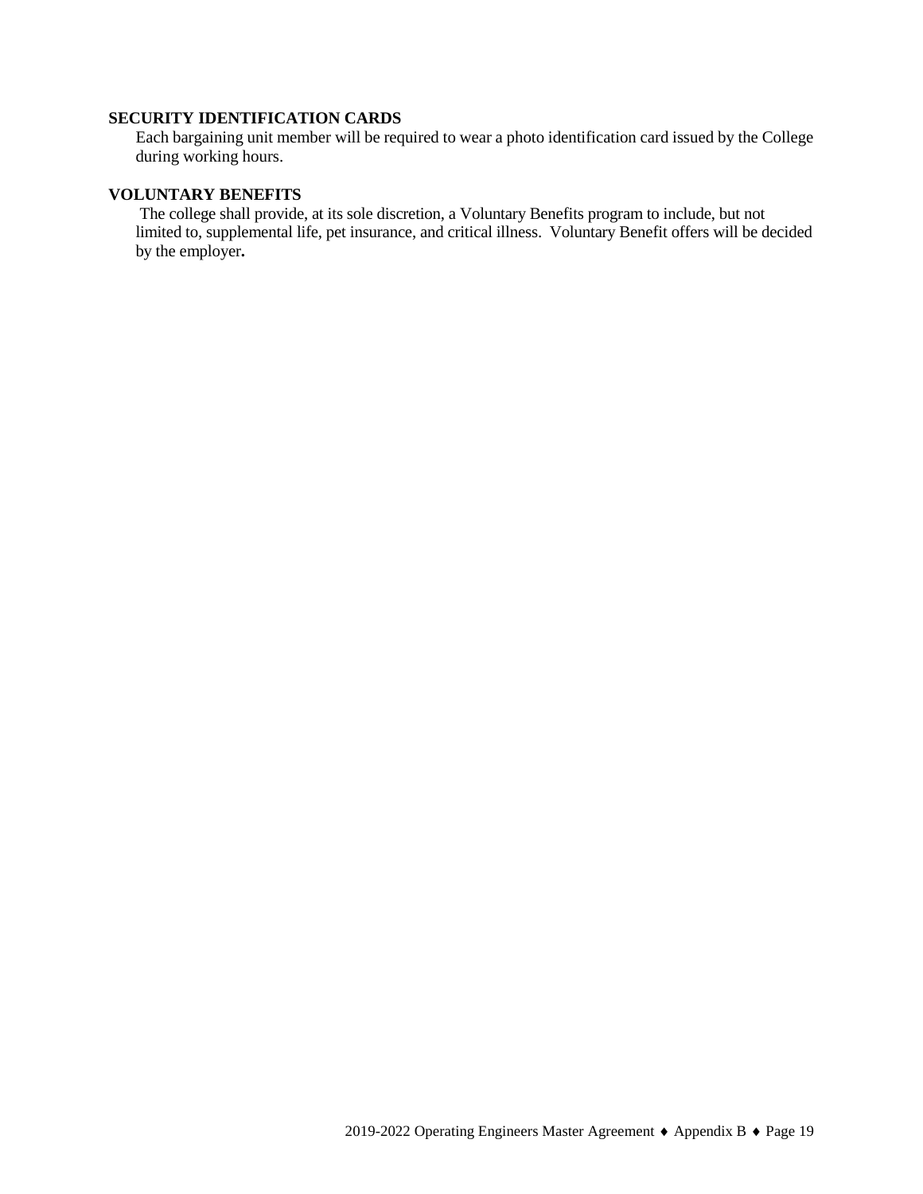### SECURITY IDENTIFICATION CARDS

Each bargaining unit member will be required to wear a photo identification card issued by the College during working hours.

### VOLUNTARY BENEFITS

The college shall provide, at its sole discretion, a Voluntary Benefits program to include, but not limited to, supplemental life, pet insurance, and critical illness. Voluntary Benefit offers will be decided by the employer**.**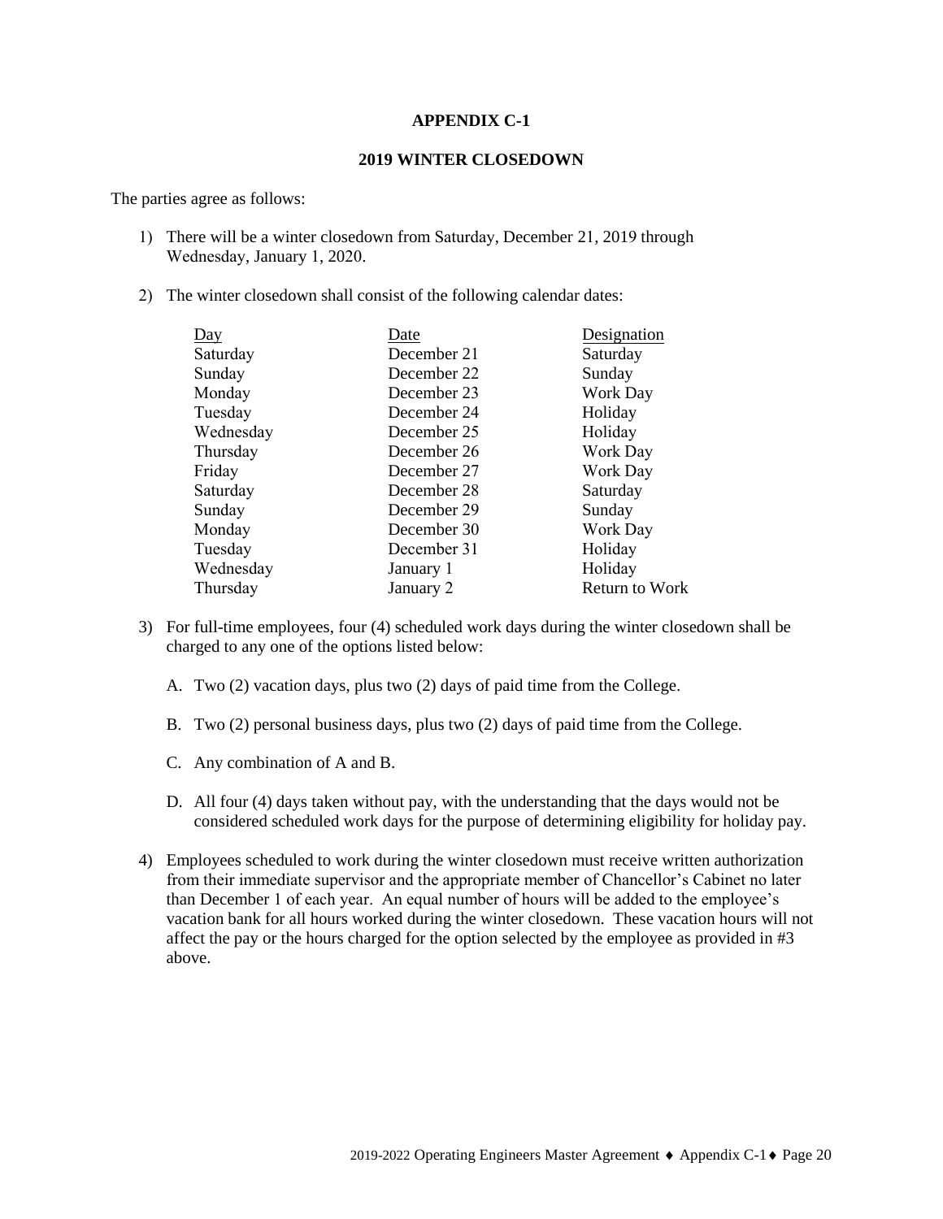# APPENDIX C-1

## 2019 WINTER CLOSEDOWN

The parties agree as follows:

1) There will be a winter closedown from Saturday, December 21, 2019 through Wednesday, January 1, 2020.

2) The winter closedown shall consist of the following calendar dates:

| Day | Date | Designation |
|---|---|---|
| Saturday | December 21 | Saturday |
| Sunday | December 22 | Sunday |
| Monday | December 23 | Work Day |
| Tuesday | December 24 | Holiday |
| Wednesday | December 25 | Holiday |
| Thursday | December 26 | Work Day |
| Friday | December 27 | Work Day |
| Saturday | December 28 | Saturday |
| Sunday | December 29 | Sunday |
| Monday | December 30 | Work Day |
| Tuesday | December 31 | Holiday |
| Wednesday | January 1 | Holiday |
| Thursday | January 2 | Return to Work |

3) For full-time employees, four (4) scheduled work days during the winter closedown shall be charged to any one of the options listed below:

   A. Two (2) vacation days, plus two (2) days of paid time from the College.

   B. Two (2) personal business days, plus two (2) days of paid time from the College.

   C. Any combination of A and B.

   D. All four (4) days taken without pay, with the understanding that the days would not be considered scheduled work days for the purpose of determining eligibility for holiday pay.

4) Employees scheduled to work during the winter closedown must receive written authorization from their immediate supervisor and the appropriate member of Chancellor's Cabinet no later than December 1 of each year. An equal number of hours will be added to the employee's vacation bank for all hours worked during the winter closedown. These vacation hours will not affect the pay or the hours charged for the option selected by the employee as provided in #3 above.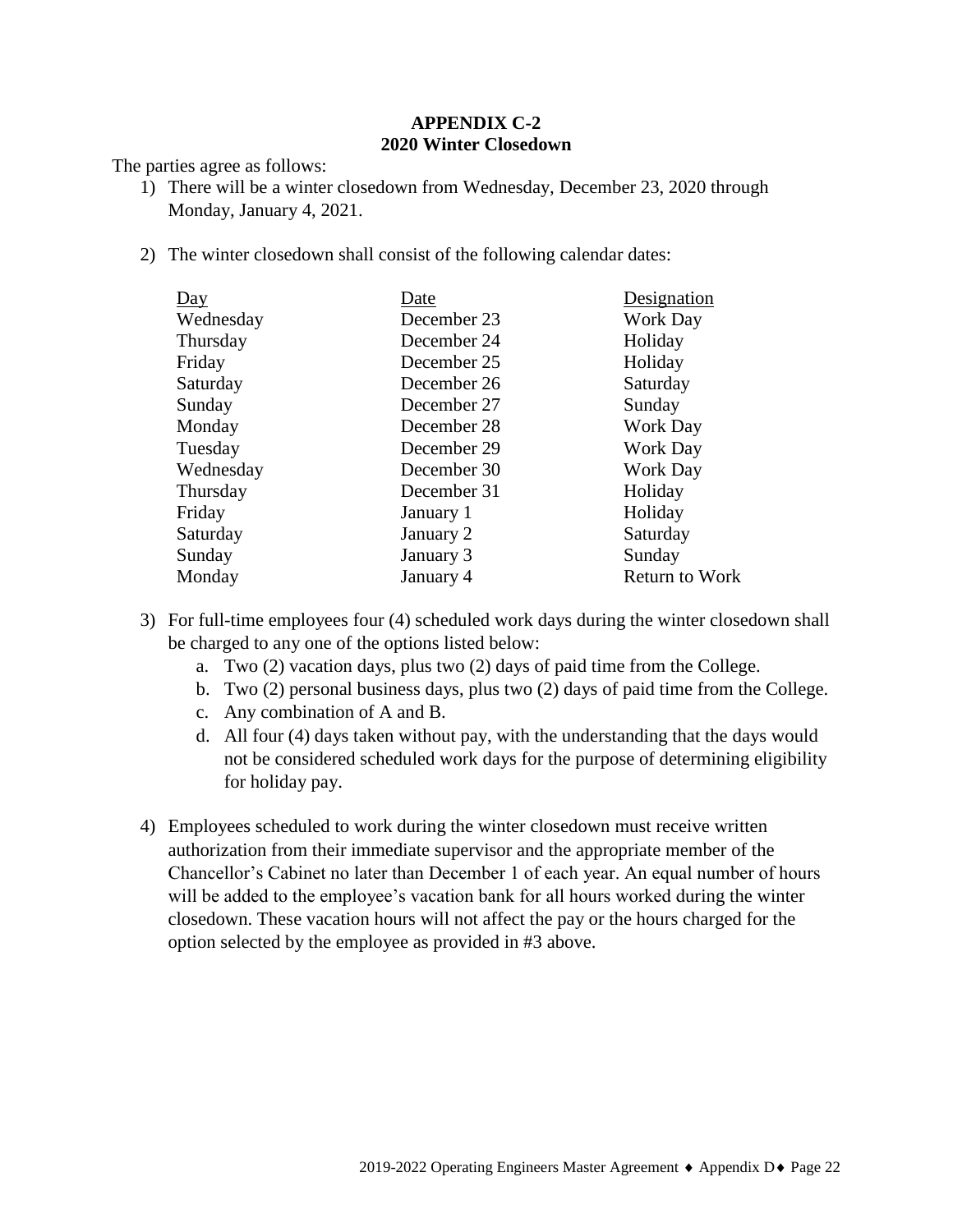# APPENDIX C-2
## 2020 Winter Closedown

The parties agree as follows:

1) There will be a winter closedown from Wednesday, December 23, 2020 through Monday, January 4, 2021.

2) The winter closedown shall consist of the following calendar dates:

| Day | Date | Designation |
|---|---|---|
| Wednesday | December 23 | Work Day |
| Thursday | December 24 | Holiday |
| Friday | December 25 | Holiday |
| Saturday | December 26 | Saturday |
| Sunday | December 27 | Sunday |
| Monday | December 28 | Work Day |
| Tuesday | December 29 | Work Day |
| Wednesday | December 30 | Work Day |
| Thursday | December 31 | Holiday |
| Friday | January 1 | Holiday |
| Saturday | January 2 | Saturday |
| Sunday | January 3 | Sunday |
| Monday | January 4 | Return to Work |

3) For full-time employees four (4) scheduled work days during the winter closedown shall be charged to any one of the options listed below:
   a. Two (2) vacation days, plus two (2) days of paid time from the College.
   b. Two (2) personal business days, plus two (2) days of paid time from the College.
   c. Any combination of A and B.
   d. All four (4) days taken without pay, with the understanding that the days would not be considered scheduled work days for the purpose of determining eligibility for holiday pay.

4) Employees scheduled to work during the winter closedown must receive written authorization from their immediate supervisor and the appropriate member of the Chancellor's Cabinet no later than December 1 of each year. An equal number of hours will be added to the employee's vacation bank for all hours worked during the winter closedown. These vacation hours will not affect the pay or the hours charged for the option selected by the employee as provided in #3 above.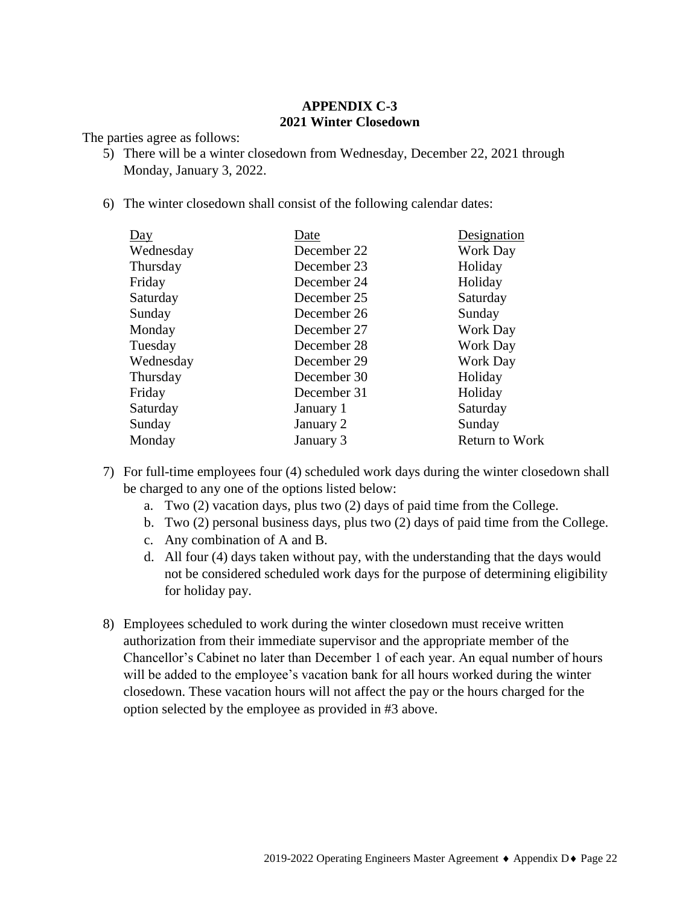## APPENDIX C-3
## 2021 Winter Closedown

The parties agree as follows:

5) There will be a winter closedown from Wednesday, December 22, 2021 through Monday, January 3, 2022.

6) The winter closedown shall consist of the following calendar dates:

| Day | Date | Designation |
|---|---|---|
| Wednesday | December 22 | Work Day |
| Thursday | December 23 | Holiday |
| Friday | December 24 | Holiday |
| Saturday | December 25 | Saturday |
| Sunday | December 26 | Sunday |
| Monday | December 27 | Work Day |
| Tuesday | December 28 | Work Day |
| Wednesday | December 29 | Work Day |
| Thursday | December 30 | Holiday |
| Friday | December 31 | Holiday |
| Saturday | January 1 | Saturday |
| Sunday | January 2 | Sunday |
| Monday | January 3 | Return to Work |

7) For full-time employees four (4) scheduled work days during the winter closedown shall be charged to any one of the options listed below:
   a. Two (2) vacation days, plus two (2) days of paid time from the College.
   b. Two (2) personal business days, plus two (2) days of paid time from the College.
   c. Any combination of A and B.
   d. All four (4) days taken without pay, with the understanding that the days would not be considered scheduled work days for the purpose of determining eligibility for holiday pay.

8) Employees scheduled to work during the winter closedown must receive written authorization from their immediate supervisor and the appropriate member of the Chancellor's Cabinet no later than December 1 of each year. An equal number of hours will be added to the employee's vacation bank for all hours worked during the winter closedown. These vacation hours will not affect the pay or the hours charged for the option selected by the employee as provided in #3 above.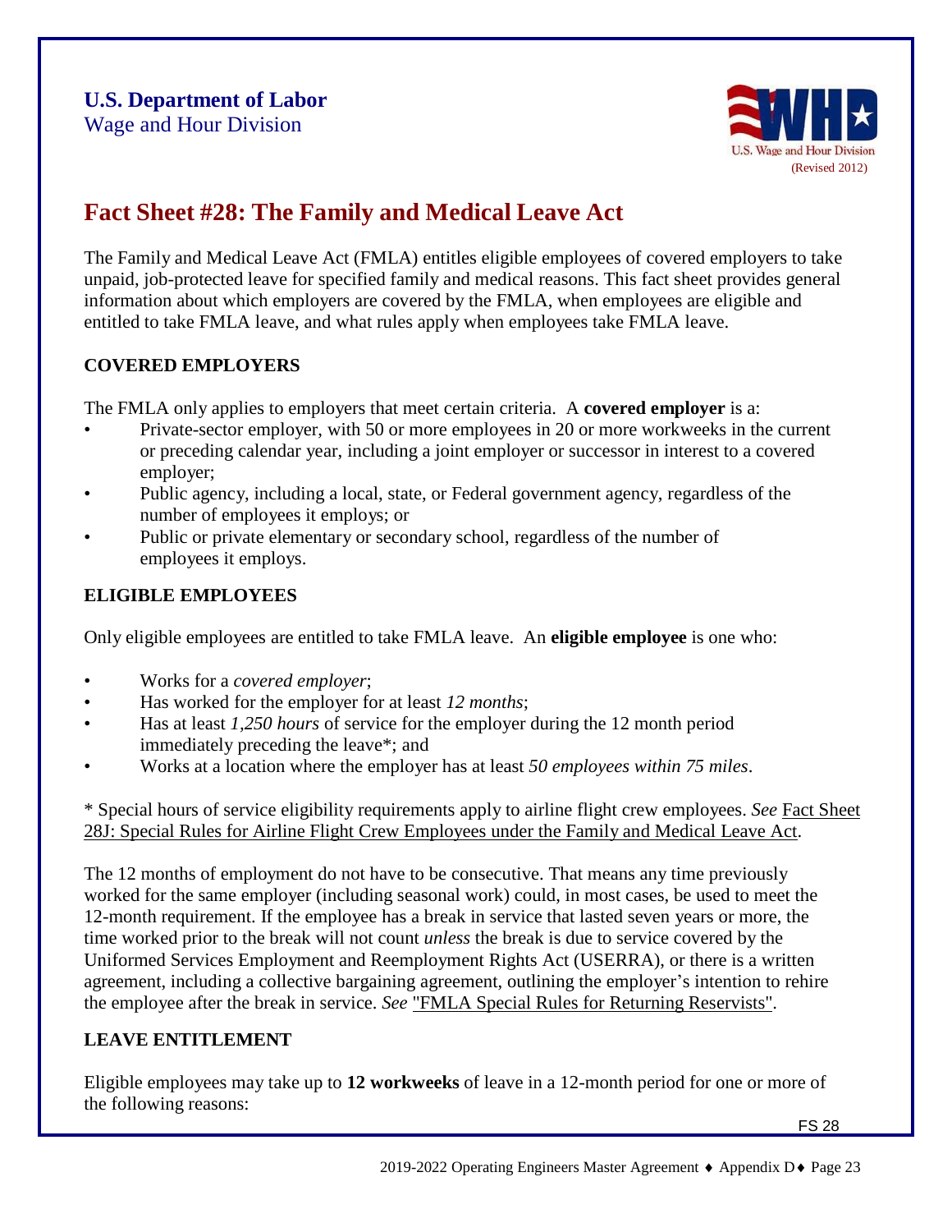**U.S. Department of Labor**
Wage and Hour Division

(Revised 2012)

# Fact Sheet #28: The Family and Medical Leave Act

The Family and Medical Leave Act (FMLA) entitles eligible employees of covered employers to take unpaid, job-protected leave for specified family and medical reasons. This fact sheet provides general information about which employers are covered by the FMLA, when employees are eligible and entitled to take FMLA leave, and what rules apply when employees take FMLA leave.

## COVERED EMPLOYERS

The FMLA only applies to employers that meet certain criteria. A **covered employer** is a:

- Private-sector employer, with 50 or more employees in 20 or more workweeks in the current or preceding calendar year, including a joint employer or successor in interest to a covered employer;
- Public agency, including a local, state, or Federal government agency, regardless of the number of employees it employs; or
- Public or private elementary or secondary school, regardless of the number of employees it employs.

## ELIGIBLE EMPLOYEES

Only eligible employees are entitled to take FMLA leave. An **eligible employee** is one who:

- Works for a *covered employer*;
- Has worked for the employer for at least *12 months*;
- Has at least *1,250 hours* of service for the employer during the 12 month period immediately preceding the leave*; and
- Works at a location where the employer has at least *50 employees within 75 miles*.

* Special hours of service eligibility requirements apply to airline flight crew employees. *See* Fact Sheet 28J: Special Rules for Airline Flight Crew Employees under the Family and Medical Leave Act.

The 12 months of employment do not have to be consecutive. That means any time previously worked for the same employer (including seasonal work) could, in most cases, be used to meet the 12-month requirement. If the employee has a break in service that lasted seven years or more, the time worked prior to the break will not count *unless* the break is due to service covered by the Uniformed Services Employment and Reemployment Rights Act (USERRA), or there is a written agreement, including a collective bargaining agreement, outlining the employer's intention to rehire the employee after the break in service. *See* "FMLA Special Rules for Returning Reservists".

## LEAVE ENTITLEMENT

Eligible employees may take up to **12 workweeks** of leave in a 12-month period for one or more of the following reasons: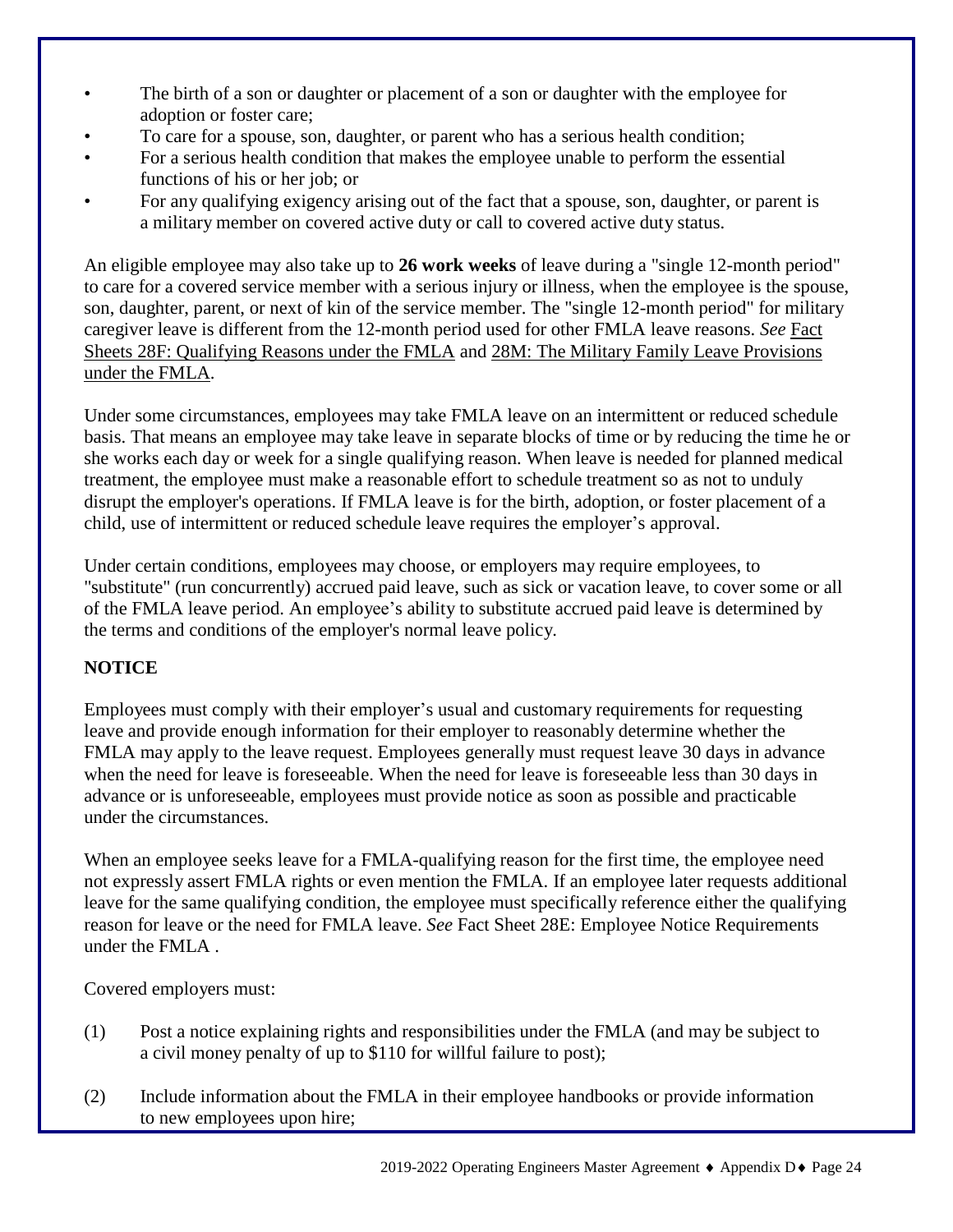- The birth of a son or daughter or placement of a son or daughter with the employee for adoption or foster care;
- To care for a spouse, son, daughter, or parent who has a serious health condition;
- For a serious health condition that makes the employee unable to perform the essential functions of his or her job; or
- For any qualifying exigency arising out of the fact that a spouse, son, daughter, or parent is a military member on covered active duty or call to covered active duty status.

An eligible employee may also take up to **26 work weeks** of leave during a "single 12-month period" to care for a covered service member with a serious injury or illness, when the employee is the spouse, son, daughter, parent, or next of kin of the service member. The "single 12-month period" for military caregiver leave is different from the 12-month period used for other FMLA leave reasons. *See* Fact Sheets 28F: Qualifying Reasons under the FMLA and 28M: The Military Family Leave Provisions under the FMLA.

Under some circumstances, employees may take FMLA leave on an intermittent or reduced schedule basis. That means an employee may take leave in separate blocks of time or by reducing the time he or she works each day or week for a single qualifying reason. When leave is needed for planned medical treatment, the employee must make a reasonable effort to schedule treatment so as not to unduly disrupt the employer's operations. If FMLA leave is for the birth, adoption, or foster placement of a child, use of intermittent or reduced schedule leave requires the employer's approval.

Under certain conditions, employees may choose, or employers may require employees, to "substitute" (run concurrently) accrued paid leave, such as sick or vacation leave, to cover some or all of the FMLA leave period. An employee's ability to substitute accrued paid leave is determined by the terms and conditions of the employer's normal leave policy.

**NOTICE**

Employees must comply with their employer's usual and customary requirements for requesting leave and provide enough information for their employer to reasonably determine whether the FMLA may apply to the leave request. Employees generally must request leave 30 days in advance when the need for leave is foreseeable. When the need for leave is foreseeable less than 30 days in advance or is unforeseeable, employees must provide notice as soon as possible and practicable under the circumstances.

When an employee seeks leave for a FMLA-qualifying reason for the first time, the employee need not expressly assert FMLA rights or even mention the FMLA. If an employee later requests additional leave for the same qualifying condition, the employee must specifically reference either the qualifying reason for leave or the need for FMLA leave. *See* Fact Sheet 28E: Employee Notice Requirements under the FMLA .

Covered employers must:

(1) Post a notice explaining rights and responsibilities under the FMLA (and may be subject to a civil money penalty of up to $110 for willful failure to post);

(2) Include information about the FMLA in their employee handbooks or provide information to new employees upon hire;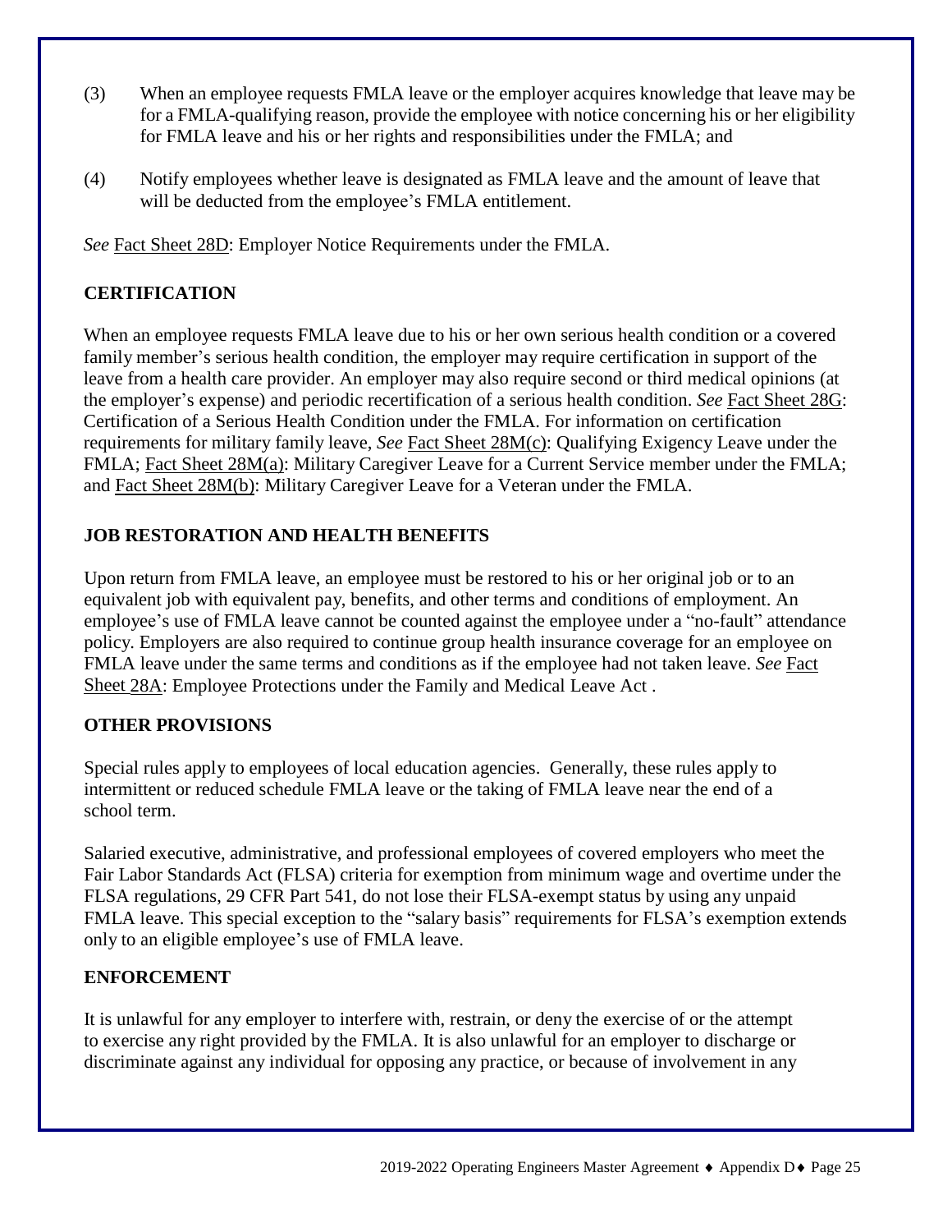(3) When an employee requests FMLA leave or the employer acquires knowledge that leave may be for a FMLA-qualifying reason, provide the employee with notice concerning his or her eligibility for FMLA leave and his or her rights and responsibilities under the FMLA; and

(4) Notify employees whether leave is designated as FMLA leave and the amount of leave that will be deducted from the employee's FMLA entitlement.

*See* Fact Sheet 28D: Employer Notice Requirements under the FMLA.

## CERTIFICATION

When an employee requests FMLA leave due to his or her own serious health condition or a covered family member's serious health condition, the employer may require certification in support of the leave from a health care provider. An employer may also require second or third medical opinions (at the employer's expense) and periodic recertification of a serious health condition. *See* Fact Sheet 28G: Certification of a Serious Health Condition under the FMLA. For information on certification requirements for military family leave, *See* Fact Sheet 28M(c): Qualifying Exigency Leave under the FMLA; Fact Sheet 28M(a): Military Caregiver Leave for a Current Service member under the FMLA; and Fact Sheet 28M(b): Military Caregiver Leave for a Veteran under the FMLA.

## JOB RESTORATION AND HEALTH BENEFITS

Upon return from FMLA leave, an employee must be restored to his or her original job or to an equivalent job with equivalent pay, benefits, and other terms and conditions of employment. An employee's use of FMLA leave cannot be counted against the employee under a "no-fault" attendance policy. Employers are also required to continue group health insurance coverage for an employee on FMLA leave under the same terms and conditions as if the employee had not taken leave. *See* Fact Sheet 28A: Employee Protections under the Family and Medical Leave Act .

## OTHER PROVISIONS

Special rules apply to employees of local education agencies. Generally, these rules apply to intermittent or reduced schedule FMLA leave or the taking of FMLA leave near the end of a school term.

Salaried executive, administrative, and professional employees of covered employers who meet the Fair Labor Standards Act (FLSA) criteria for exemption from minimum wage and overtime under the FLSA regulations, 29 CFR Part 541, do not lose their FLSA-exempt status by using any unpaid FMLA leave. This special exception to the "salary basis" requirements for FLSA's exemption extends only to an eligible employee's use of FMLA leave.

## ENFORCEMENT

It is unlawful for any employer to interfere with, restrain, or deny the exercise of or the attempt to exercise any right provided by the FMLA. It is also unlawful for an employer to discharge or discriminate against any individual for opposing any practice, or because of involvement in any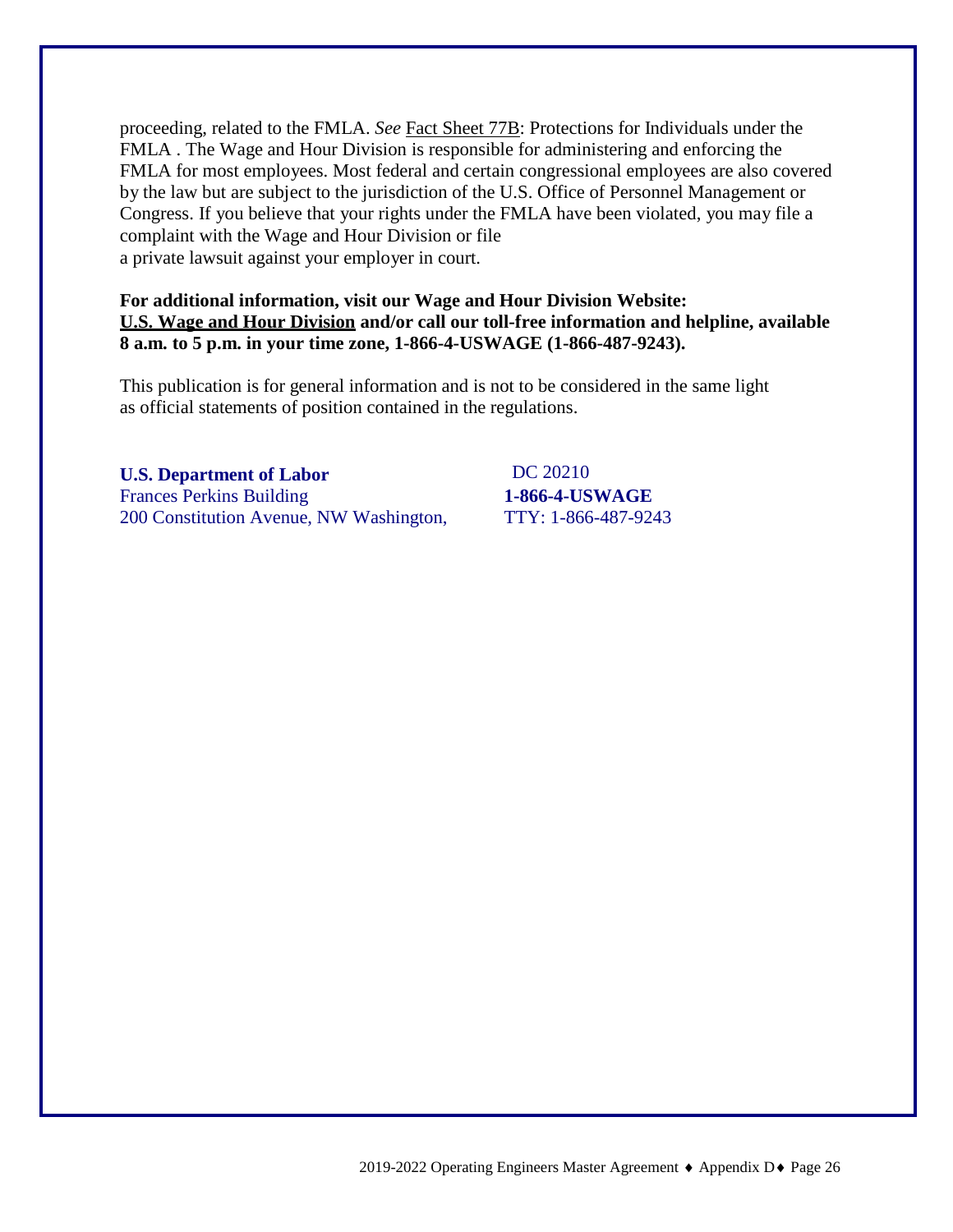proceeding, related to the FMLA. *See* Fact Sheet 77B: Protections for Individuals under the FMLA . The Wage and Hour Division is responsible for administering and enforcing the FMLA for most employees. Most federal and certain congressional employees are also covered by the law but are subject to the jurisdiction of the U.S. Office of Personnel Management or Congress. If you believe that your rights under the FMLA have been violated, you may file a complaint with the Wage and Hour Division or file a private lawsuit against your employer in court.

**For additional information, visit our Wage and Hour Division Website: U.S. Wage and Hour Division and/or call our toll-free information and helpline, available 8 a.m. to 5 p.m. in your time zone, 1-866-4-USWAGE (1-866-487-9243).**

This publication is for general information and is not to be considered in the same light as official statements of position contained in the regulations.

**U.S. Department of Labor**
Frances Perkins Building
200 Constitution Avenue, NW Washington, DC 20210

**1-866-4-USWAGE**
TTY: 1-866-487-9243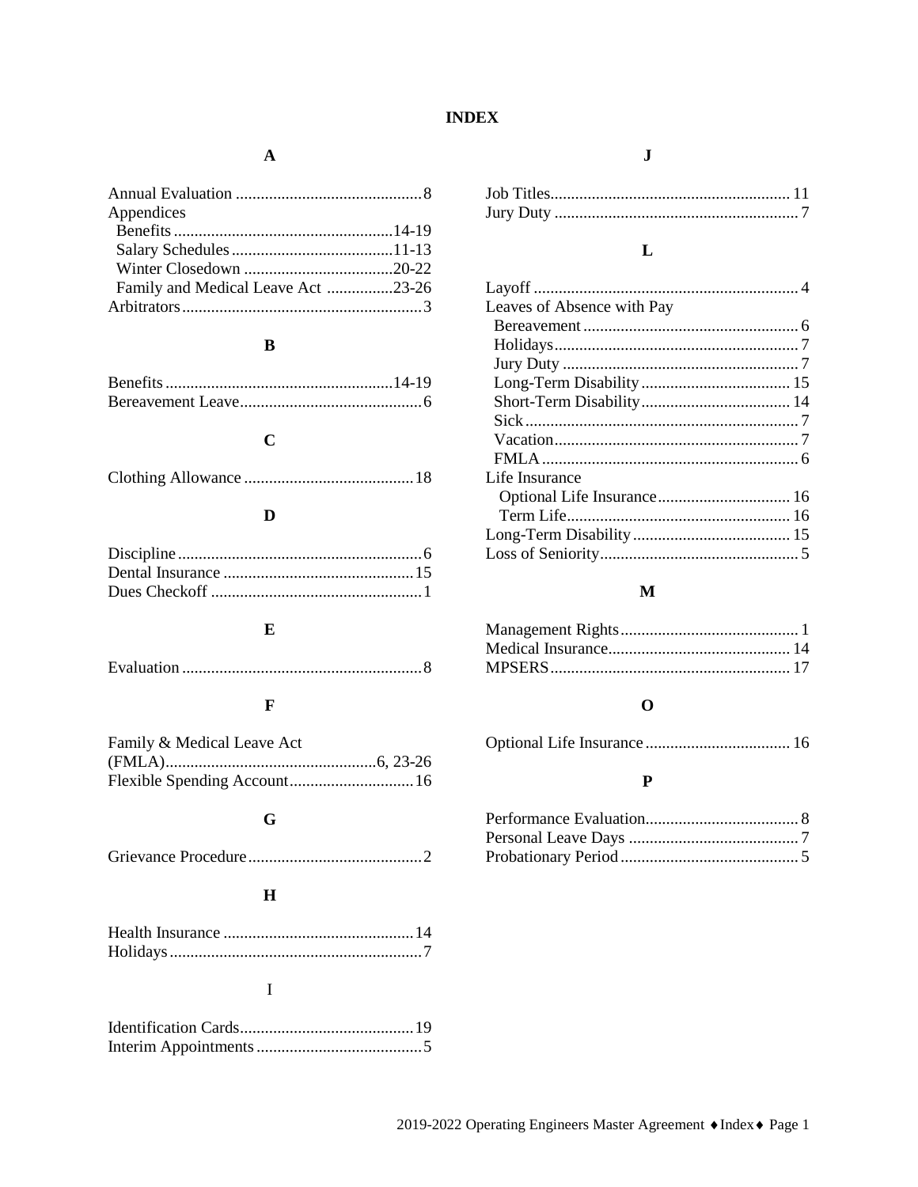# INDEX

## A

Annual Evaluation ............................................. 8
Appendices
- Benefits ..................................................... 14-19
- Salary Schedules ....................................... 11-13
- Winter Closedown ..................................... 20-22
- Family and Medical Leave Act ................ 23-26

Arbitrators .......................................................... 3

## B

Benefits ....................................................... 14-19
Bereavement Leave ............................................ 6

## C

Clothing Allowance ......................................... 18

## D

Discipline ........................................................... 6
Dental Insurance .............................................. 15
Dues Checkoff ................................................... 1

## E

Evaluation .......................................................... 8

## F

Family & Medical Leave Act (FMLA) .................................................. 6, 23-26
Flexible Spending Account ............................. 16

## G

Grievance Procedure .......................................... 2

## H

Health Insurance .............................................. 14
Holidays ............................................................ 7

## I

Identification Cards .......................................... 19
Interim Appointments ........................................ 5

## J

Job Titles .......................................................... 11
Jury Duty ........................................................... 7

## L

Layoff ................................................................ 4
Leaves of Absence with Pay
- Bereavement .................................................... 6
- Holidays ........................................................... 7
- Jury Duty ......................................................... 7
- Long-Term Disability .................................... 15
- Short-Term Disability .................................... 14
- Sick .................................................................. 7
- Vacation ........................................................... 7
- FMLA .............................................................. 6

Life Insurance
- Optional Life Insurance ................................ 16
- Term Life ...................................................... 16

Long-Term Disability ...................................... 15
Loss of Seniority ............................................... 5

## M

Management Rights ........................................... 1
Medical Insurance ............................................ 14
MPSERS .......................................................... 17

## O

Optional Life Insurance ................................... 16

## P

Performance Evaluation ..................................... 8
Personal Leave Days ......................................... 7
Probationary Period ........................................... 5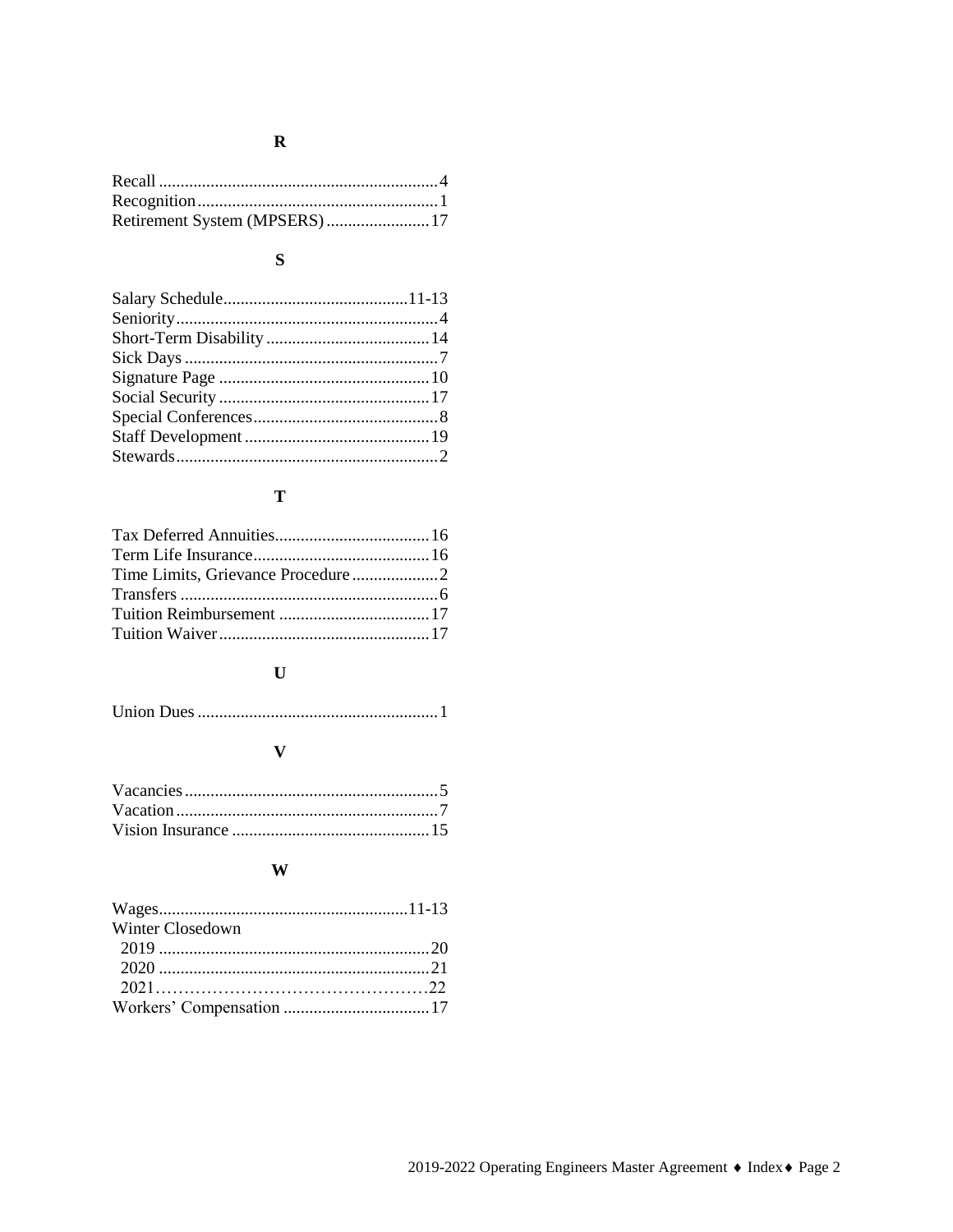## R

Recall ................................................................4
Recognition........................................................1
Retirement System (MPSERS)........................17

## S

Salary Schedule...........................................11-13
Seniority.............................................................4
Short-Term Disability......................................14
Sick Days...........................................................7
Signature Page .................................................10
Social Security.................................................17
Special Conferences...........................................8
Staff Development...........................................19
Stewards.............................................................2

## T

Tax Deferred Annuities....................................16
Term Life Insurance.........................................16
Time Limits, Grievance Procedure....................2
Transfers ............................................................6
Tuition Reimbursement ...................................17
Tuition Waiver.................................................17

## U

Union Dues ........................................................1

## V

Vacancies...........................................................5
Vacation.............................................................7
Vision Insurance ..............................................15

## W

Wages..........................................................11-13
Winter Closedown
  2019 ...............................................................20
  2020 ...............................................................21
  2021……………………………………………22
Workers' Compensation ..................................17